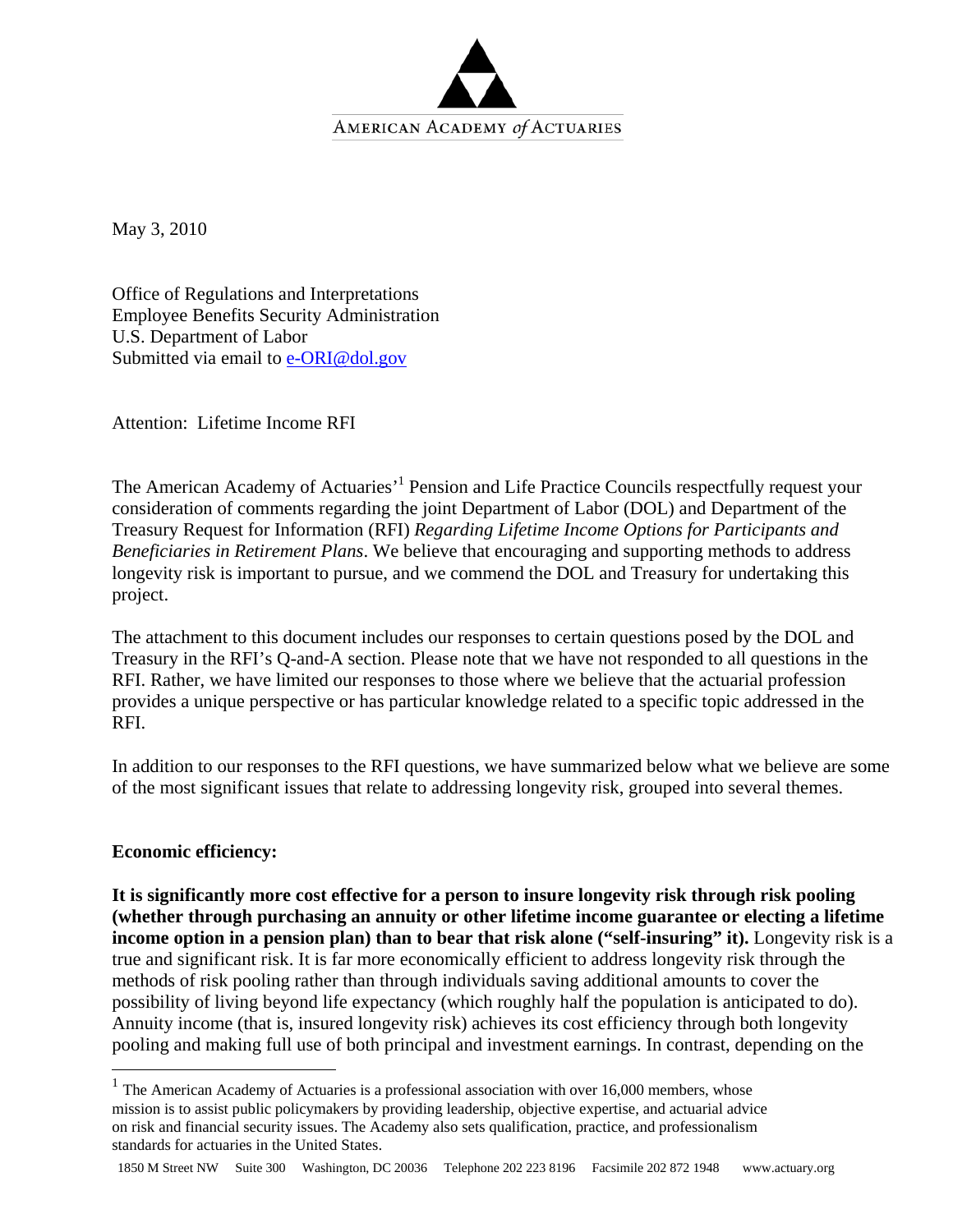AMERICAN ACADEMY *of* ACTUARIES

May 3, 2010

Office of Regulations and Interpretations
Employee Benefits Security Administration
U.S. Department of Labor
Submitted via email to e-ORI@dol.gov

Attention: Lifetime Income RFI

The American Academy of Actuaries'[1] Pension and Life Practice Councils respectfully request your consideration of comments regarding the joint Department of Labor (DOL) and Department of the Treasury Request for Information (RFI) *Regarding Lifetime Income Options for Participants and Beneficiaries in Retirement Plans*. We believe that encouraging and supporting methods to address longevity risk is important to pursue, and we commend the DOL and Treasury for undertaking this project.

The attachment to this document includes our responses to certain questions posed by the DOL and Treasury in the RFI's Q-and-A section. Please note that we have not responded to all questions in the RFI. Rather, we have limited our responses to those where we believe that the actuarial profession provides a unique perspective or has particular knowledge related to a specific topic addressed in the RFI.

In addition to our responses to the RFI questions, we have summarized below what we believe are some of the most significant issues that relate to addressing longevity risk, grouped into several themes.

**Economic efficiency:**

**It is significantly more cost effective for a person to insure longevity risk through risk pooling (whether through purchasing an annuity or other lifetime income guarantee or electing a lifetime income option in a pension plan) than to bear that risk alone ("self-insuring" it).** Longevity risk is a true and significant risk. It is far more economically efficient to address longevity risk through the methods of risk pooling rather than through individuals saving additional amounts to cover the possibility of living beyond life expectancy (which roughly half the population is anticipated to do). Annuity income (that is, insured longevity risk) achieves its cost efficiency through both longevity pooling and making full use of both principal and investment earnings. In contrast, depending on the

---

[1] The American Academy of Actuaries is a professional association with over 16,000 members, whose mission is to assist public policymakers by providing leadership, objective expertise, and actuarial advice on risk and financial security issues. The Academy also sets qualification, practice, and professionalism standards for actuaries in the United States.

1850 M Street NW Suite 300 Washington, DC 20036 Telephone 202 223 8196 Facsimile 202 872 1948 www.actuary.org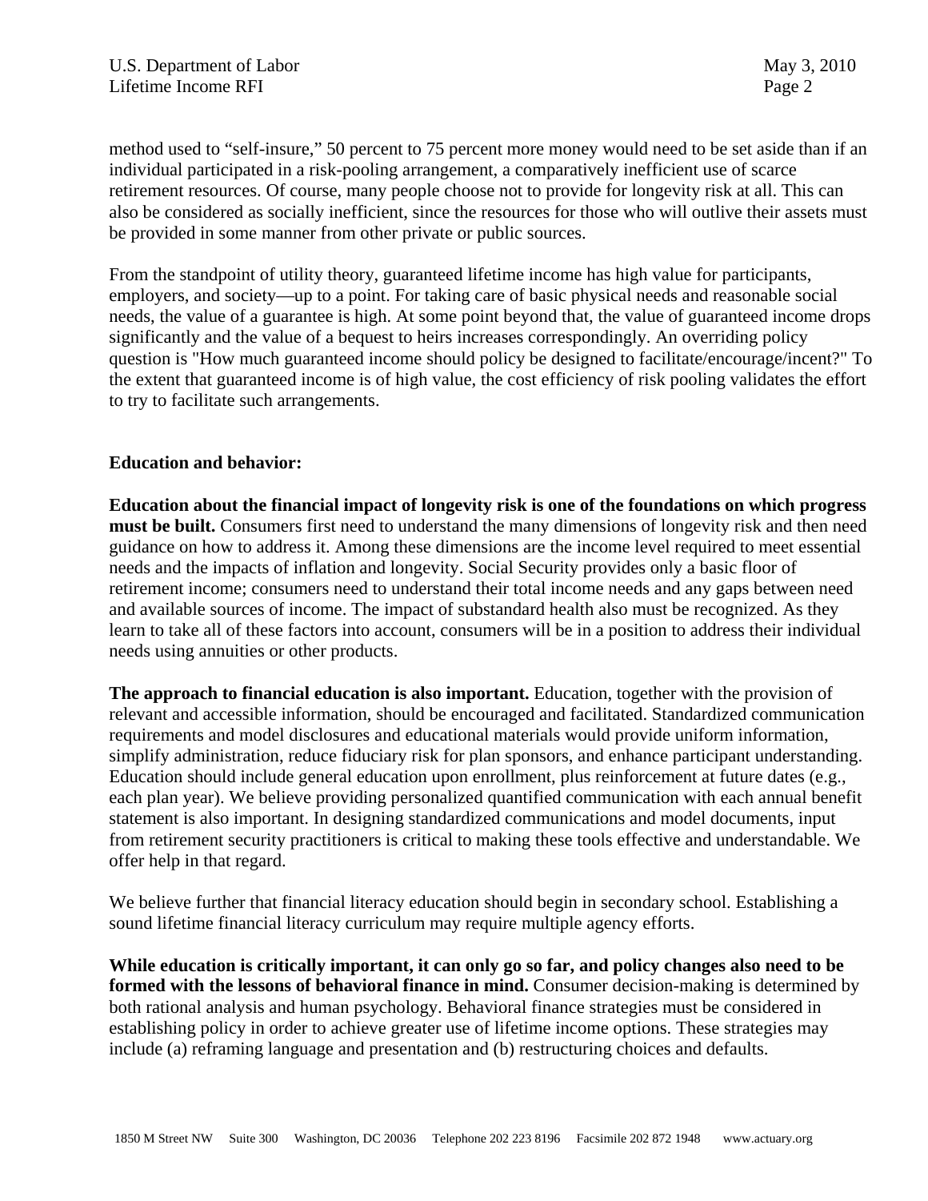method used to "self-insure," 50 percent to 75 percent more money would need to be set aside than if an individual participated in a risk-pooling arrangement, a comparatively inefficient use of scarce retirement resources. Of course, many people choose not to provide for longevity risk at all. This can also be considered as socially inefficient, since the resources for those who will outlive their assets must be provided in some manner from other private or public sources.

From the standpoint of utility theory, guaranteed lifetime income has high value for participants, employers, and society—up to a point. For taking care of basic physical needs and reasonable social needs, the value of a guarantee is high. At some point beyond that, the value of guaranteed income drops significantly and the value of a bequest to heirs increases correspondingly. An overriding policy question is "How much guaranteed income should policy be designed to facilitate/encourage/incent?" To the extent that guaranteed income is of high value, the cost efficiency of risk pooling validates the effort to try to facilitate such arrangements.

**Education and behavior:**

**Education about the financial impact of longevity risk is one of the foundations on which progress must be built.** Consumers first need to understand the many dimensions of longevity risk and then need guidance on how to address it. Among these dimensions are the income level required to meet essential needs and the impacts of inflation and longevity. Social Security provides only a basic floor of retirement income; consumers need to understand their total income needs and any gaps between need and available sources of income. The impact of substandard health also must be recognized. As they learn to take all of these factors into account, consumers will be in a position to address their individual needs using annuities or other products.

**The approach to financial education is also important.** Education, together with the provision of relevant and accessible information, should be encouraged and facilitated. Standardized communication requirements and model disclosures and educational materials would provide uniform information, simplify administration, reduce fiduciary risk for plan sponsors, and enhance participant understanding. Education should include general education upon enrollment, plus reinforcement at future dates (e.g., each plan year). We believe providing personalized quantified communication with each annual benefit statement is also important. In designing standardized communications and model documents, input from retirement security practitioners is critical to making these tools effective and understandable. We offer help in that regard.

We believe further that financial literacy education should begin in secondary school. Establishing a sound lifetime financial literacy curriculum may require multiple agency efforts.

**While education is critically important, it can only go so far, and policy changes also need to be formed with the lessons of behavioral finance in mind.** Consumer decision-making is determined by both rational analysis and human psychology. Behavioral finance strategies must be considered in establishing policy in order to achieve greater use of lifetime income options. These strategies may include (a) reframing language and presentation and (b) restructuring choices and defaults.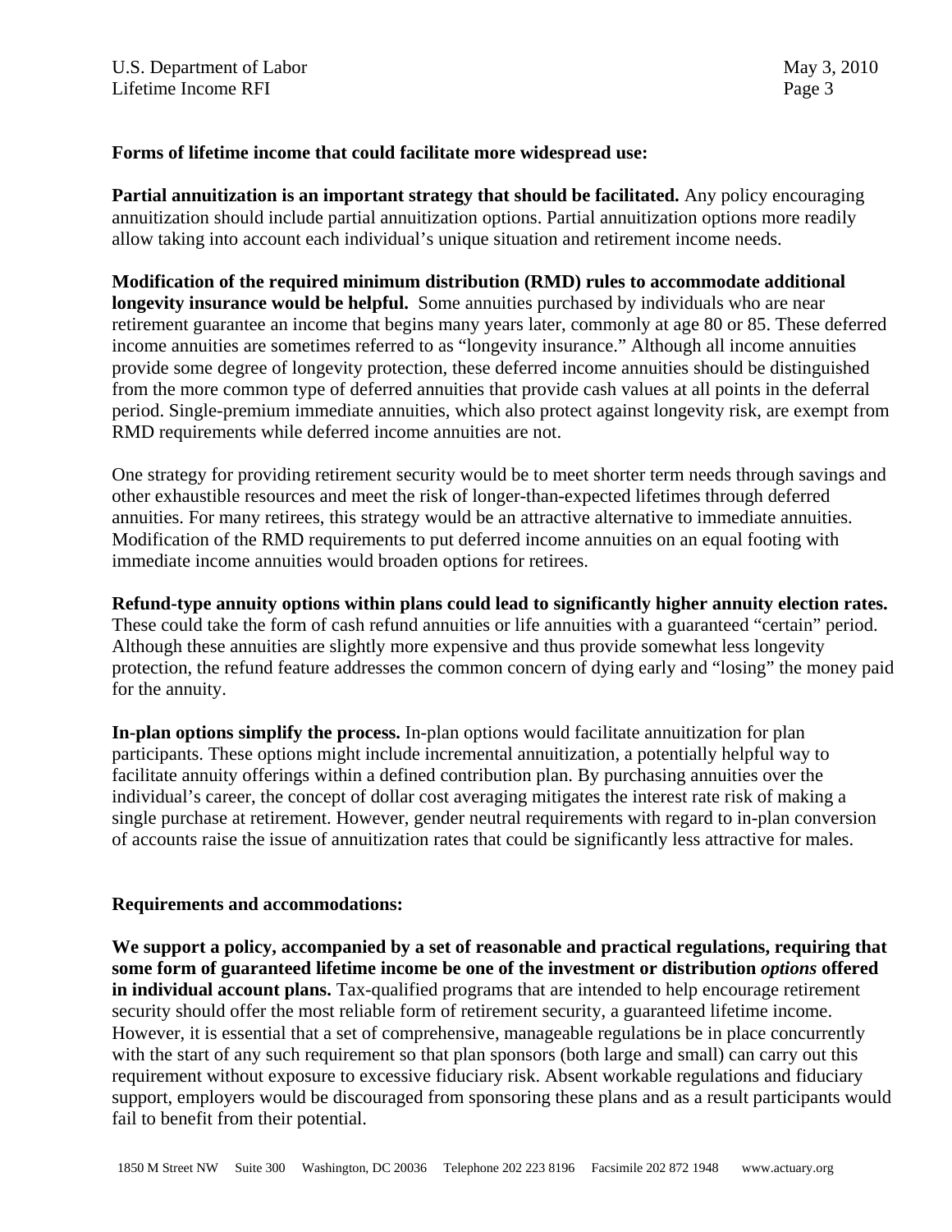**Forms of lifetime income that could facilitate more widespread use:**

**Partial annuitization is an important strategy that should be facilitated.** Any policy encouraging annuitization should include partial annuitization options. Partial annuitization options more readily allow taking into account each individual's unique situation and retirement income needs.

**Modification of the required minimum distribution (RMD) rules to accommodate additional longevity insurance would be helpful.** Some annuities purchased by individuals who are near retirement guarantee an income that begins many years later, commonly at age 80 or 85. These deferred income annuities are sometimes referred to as "longevity insurance." Although all income annuities provide some degree of longevity protection, these deferred income annuities should be distinguished from the more common type of deferred annuities that provide cash values at all points in the deferral period. Single-premium immediate annuities, which also protect against longevity risk, are exempt from RMD requirements while deferred income annuities are not.

One strategy for providing retirement security would be to meet shorter term needs through savings and other exhaustible resources and meet the risk of longer-than-expected lifetimes through deferred annuities. For many retirees, this strategy would be an attractive alternative to immediate annuities. Modification of the RMD requirements to put deferred income annuities on an equal footing with immediate income annuities would broaden options for retirees.

**Refund-type annuity options within plans could lead to significantly higher annuity election rates.** These could take the form of cash refund annuities or life annuities with a guaranteed "certain" period. Although these annuities are slightly more expensive and thus provide somewhat less longevity protection, the refund feature addresses the common concern of dying early and "losing" the money paid for the annuity.

**In-plan options simplify the process.** In-plan options would facilitate annuitization for plan participants. These options might include incremental annuitization, a potentially helpful way to facilitate annuity offerings within a defined contribution plan. By purchasing annuities over the individual's career, the concept of dollar cost averaging mitigates the interest rate risk of making a single purchase at retirement. However, gender neutral requirements with regard to in-plan conversion of accounts raise the issue of annuitization rates that could be significantly less attractive for males.

**Requirements and accommodations:**

**We support a policy, accompanied by a set of reasonable and practical regulations, requiring that some form of guaranteed lifetime income be one of the investment or distribution *options* offered in individual account plans.** Tax-qualified programs that are intended to help encourage retirement security should offer the most reliable form of retirement security, a guaranteed lifetime income. However, it is essential that a set of comprehensive, manageable regulations be in place concurrently with the start of any such requirement so that plan sponsors (both large and small) can carry out this requirement without exposure to excessive fiduciary risk. Absent workable regulations and fiduciary support, employers would be discouraged from sponsoring these plans and as a result participants would fail to benefit from their potential.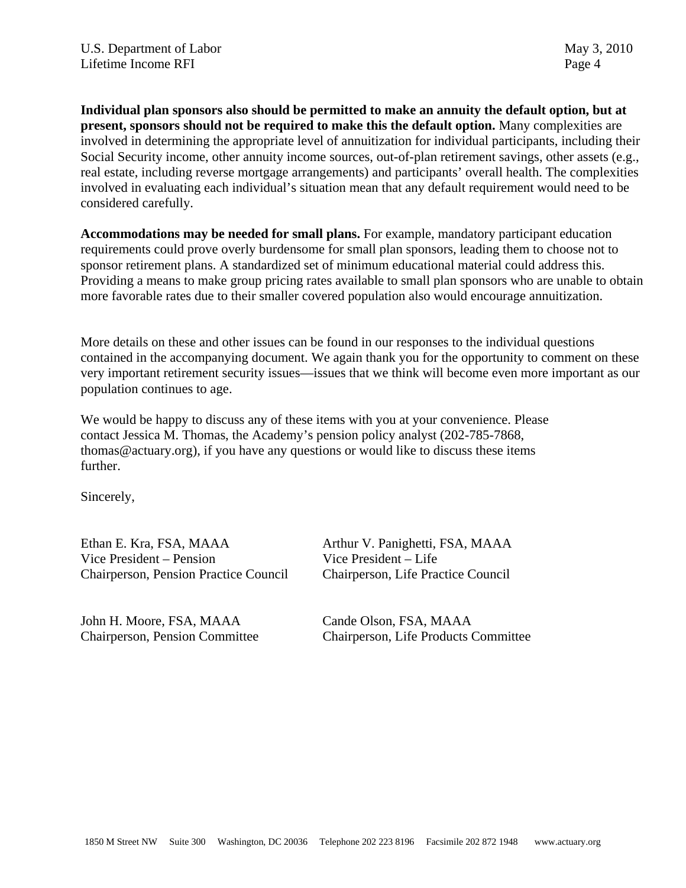**Individual plan sponsors also should be permitted to make an annuity the default option, but at present, sponsors should not be required to make this the default option.** Many complexities are involved in determining the appropriate level of annuitization for individual participants, including their Social Security income, other annuity income sources, out-of-plan retirement savings, other assets (e.g., real estate, including reverse mortgage arrangements) and participants' overall health. The complexities involved in evaluating each individual's situation mean that any default requirement would need to be considered carefully.

**Accommodations may be needed for small plans.** For example, mandatory participant education requirements could prove overly burdensome for small plan sponsors, leading them to choose not to sponsor retirement plans. A standardized set of minimum educational material could address this. Providing a means to make group pricing rates available to small plan sponsors who are unable to obtain more favorable rates due to their smaller covered population also would encourage annuitization.

More details on these and other issues can be found in our responses to the individual questions contained in the accompanying document. We again thank you for the opportunity to comment on these very important retirement security issues—issues that we think will become even more important as our population continues to age.

We would be happy to discuss any of these items with you at your convenience. Please contact Jessica M. Thomas, the Academy's pension policy analyst (202-785-7868, thomas@actuary.org), if you have any questions or would like to discuss these items further.

Sincerely,

Ethan E. Kra, FSA, MAAA
Vice President – Pension
Chairperson, Pension Practice Council

Arthur V. Panighetti, FSA, MAAA
Vice President – Life
Chairperson, Life Practice Council

John H. Moore, FSA, MAAA
Chairperson, Pension Committee

Cande Olson, FSA, MAAA
Chairperson, Life Products Committee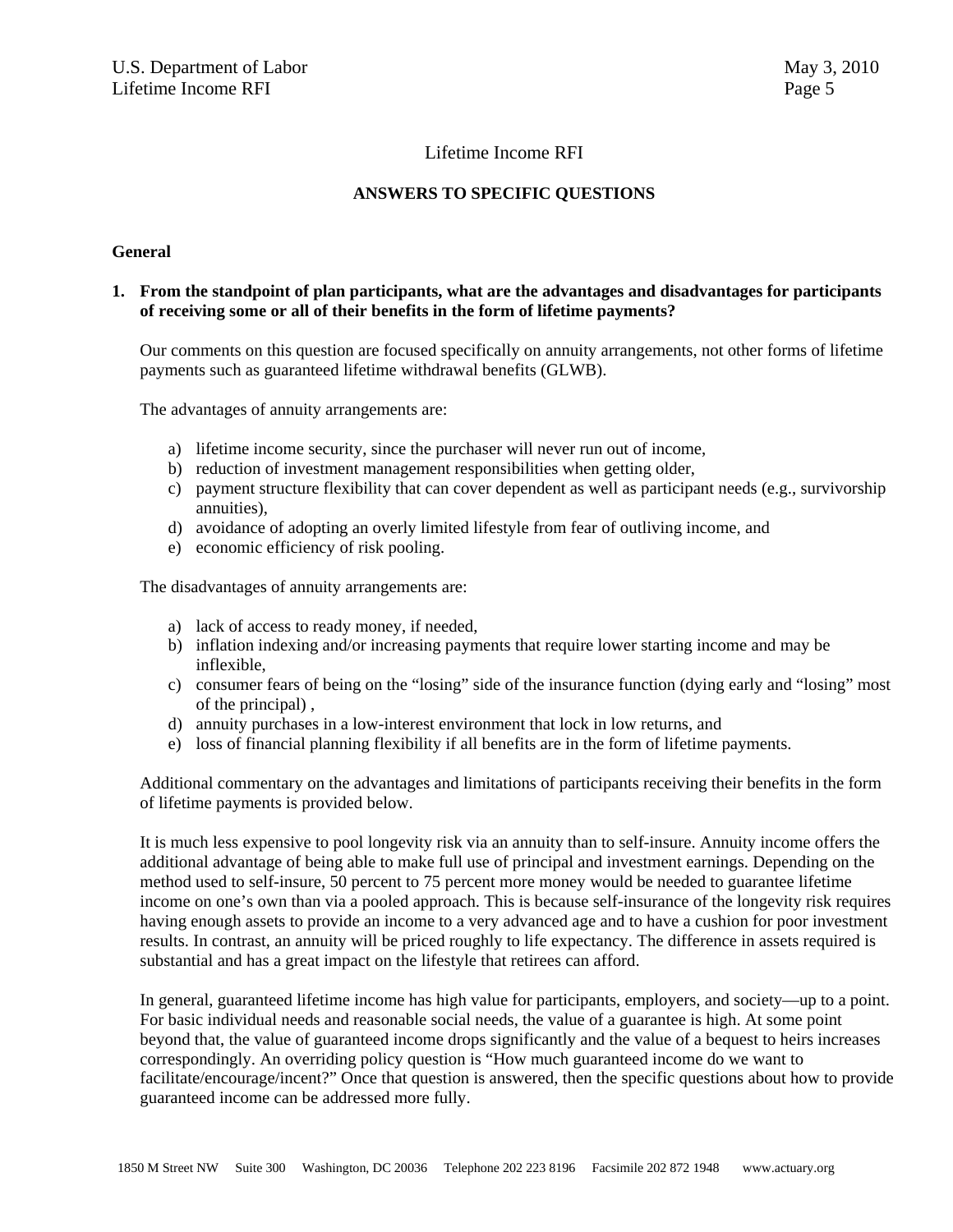Lifetime Income RFI

**ANSWERS TO SPECIFIC QUESTIONS**

**General**

**1. From the standpoint of plan participants, what are the advantages and disadvantages for participants of receiving some or all of their benefits in the form of lifetime payments?**

Our comments on this question are focused specifically on annuity arrangements, not other forms of lifetime payments such as guaranteed lifetime withdrawal benefits (GLWB).

The advantages of annuity arrangements are:

a) lifetime income security, since the purchaser will never run out of income,
b) reduction of investment management responsibilities when getting older,
c) payment structure flexibility that can cover dependent as well as participant needs (e.g., survivorship annuities),
d) avoidance of adopting an overly limited lifestyle from fear of outliving income, and
e) economic efficiency of risk pooling.

The disadvantages of annuity arrangements are:

a) lack of access to ready money, if needed,
b) inflation indexing and/or increasing payments that require lower starting income and may be inflexible,
c) consumer fears of being on the "losing" side of the insurance function (dying early and "losing" most of the principal) ,
d) annuity purchases in a low-interest environment that lock in low returns, and
e) loss of financial planning flexibility if all benefits are in the form of lifetime payments.

Additional commentary on the advantages and limitations of participants receiving their benefits in the form of lifetime payments is provided below.

It is much less expensive to pool longevity risk via an annuity than to self-insure. Annuity income offers the additional advantage of being able to make full use of principal and investment earnings. Depending on the method used to self-insure, 50 percent to 75 percent more money would be needed to guarantee lifetime income on one's own than via a pooled approach. This is because self-insurance of the longevity risk requires having enough assets to provide an income to a very advanced age and to have a cushion for poor investment results. In contrast, an annuity will be priced roughly to life expectancy. The difference in assets required is substantial and has a great impact on the lifestyle that retirees can afford.

In general, guaranteed lifetime income has high value for participants, employers, and society—up to a point. For basic individual needs and reasonable social needs, the value of a guarantee is high. At some point beyond that, the value of guaranteed income drops significantly and the value of a bequest to heirs increases correspondingly. An overriding policy question is "How much guaranteed income do we want to facilitate/encourage/incent?" Once that question is answered, then the specific questions about how to provide guaranteed income can be addressed more fully.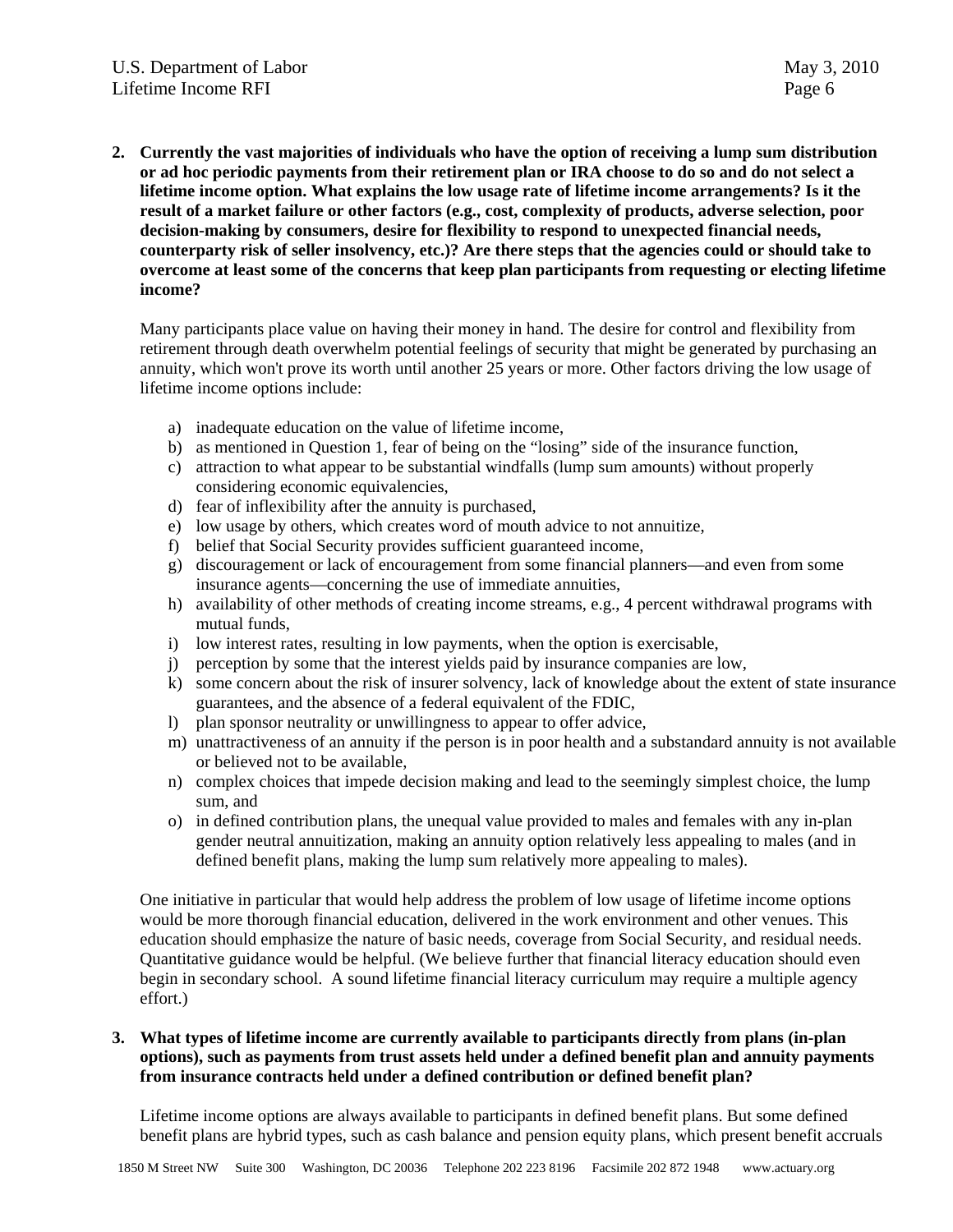**2. Currently the vast majorities of individuals who have the option of receiving a lump sum distribution or ad hoc periodic payments from their retirement plan or IRA choose to do so and do not select a lifetime income option. What explains the low usage rate of lifetime income arrangements? Is it the result of a market failure or other factors (e.g., cost, complexity of products, adverse selection, poor decision-making by consumers, desire for flexibility to respond to unexpected financial needs, counterparty risk of seller insolvency, etc.)? Are there steps that the agencies could or should take to overcome at least some of the concerns that keep plan participants from requesting or electing lifetime income?**

Many participants place value on having their money in hand. The desire for control and flexibility from retirement through death overwhelm potential feelings of security that might be generated by purchasing an annuity, which won't prove its worth until another 25 years or more. Other factors driving the low usage of lifetime income options include:

a) inadequate education on the value of lifetime income,
b) as mentioned in Question 1, fear of being on the "losing" side of the insurance function,
c) attraction to what appear to be substantial windfalls (lump sum amounts) without properly considering economic equivalencies,
d) fear of inflexibility after the annuity is purchased,
e) low usage by others, which creates word of mouth advice to not annuitize,
f) belief that Social Security provides sufficient guaranteed income,
g) discouragement or lack of encouragement from some financial planners—and even from some insurance agents—concerning the use of immediate annuities,
h) availability of other methods of creating income streams, e.g., 4 percent withdrawal programs with mutual funds,
i) low interest rates, resulting in low payments, when the option is exercisable,
j) perception by some that the interest yields paid by insurance companies are low,
k) some concern about the risk of insurer solvency, lack of knowledge about the extent of state insurance guarantees, and the absence of a federal equivalent of the FDIC,
l) plan sponsor neutrality or unwillingness to appear to offer advice,
m) unattractiveness of an annuity if the person is in poor health and a substandard annuity is not available or believed not to be available,
n) complex choices that impede decision making and lead to the seemingly simplest choice, the lump sum, and
o) in defined contribution plans, the unequal value provided to males and females with any in-plan gender neutral annuitization, making an annuity option relatively less appealing to males (and in defined benefit plans, making the lump sum relatively more appealing to males).

One initiative in particular that would help address the problem of low usage of lifetime income options would be more thorough financial education, delivered in the work environment and other venues. This education should emphasize the nature of basic needs, coverage from Social Security, and residual needs. Quantitative guidance would be helpful. (We believe further that financial literacy education should even begin in secondary school. A sound lifetime financial literacy curriculum may require a multiple agency effort.)

**3. What types of lifetime income are currently available to participants directly from plans (in-plan options), such as payments from trust assets held under a defined benefit plan and annuity payments from insurance contracts held under a defined contribution or defined benefit plan?**

Lifetime income options are always available to participants in defined benefit plans. But some defined benefit plans are hybrid types, such as cash balance and pension equity plans, which present benefit accruals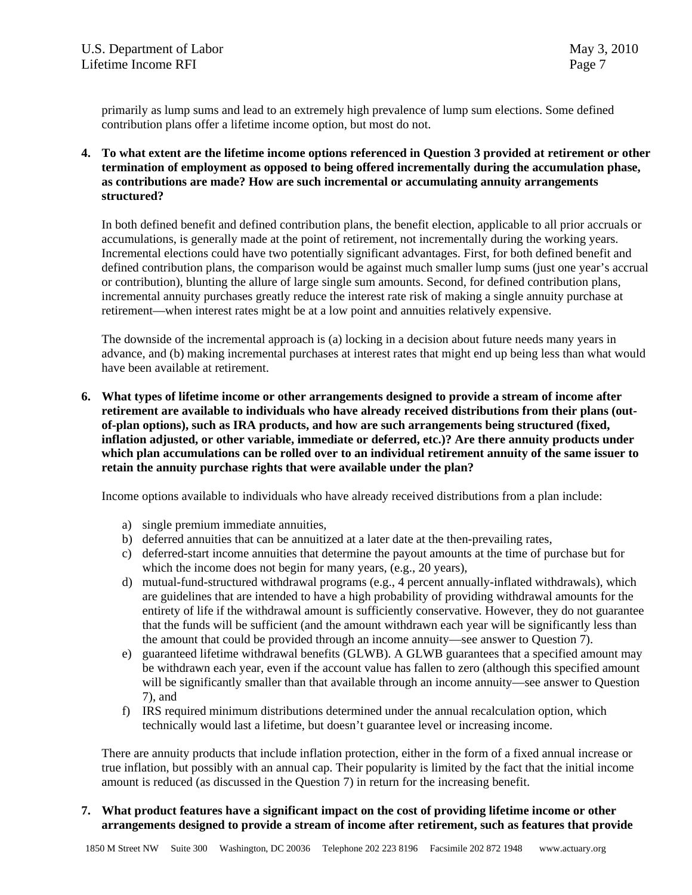primarily as lump sums and lead to an extremely high prevalence of lump sum elections. Some defined contribution plans offer a lifetime income option, but most do not.

**4. To what extent are the lifetime income options referenced in Question 3 provided at retirement or other termination of employment as opposed to being offered incrementally during the accumulation phase, as contributions are made? How are such incremental or accumulating annuity arrangements structured?**

In both defined benefit and defined contribution plans, the benefit election, applicable to all prior accruals or accumulations, is generally made at the point of retirement, not incrementally during the working years. Incremental elections could have two potentially significant advantages. First, for both defined benefit and defined contribution plans, the comparison would be against much smaller lump sums (just one year's accrual or contribution), blunting the allure of large single sum amounts. Second, for defined contribution plans, incremental annuity purchases greatly reduce the interest rate risk of making a single annuity purchase at retirement—when interest rates might be at a low point and annuities relatively expensive.

The downside of the incremental approach is (a) locking in a decision about future needs many years in advance, and (b) making incremental purchases at interest rates that might end up being less than what would have been available at retirement.

**6. What types of lifetime income or other arrangements designed to provide a stream of income after retirement are available to individuals who have already received distributions from their plans (out-of-plan options), such as IRA products, and how are such arrangements being structured (fixed, inflation adjusted, or other variable, immediate or deferred, etc.)? Are there annuity products under which plan accumulations can be rolled over to an individual retirement annuity of the same issuer to retain the annuity purchase rights that were available under the plan?**

Income options available to individuals who have already received distributions from a plan include:

a) single premium immediate annuities,
b) deferred annuities that can be annuitized at a later date at the then-prevailing rates,
c) deferred-start income annuities that determine the payout amounts at the time of purchase but for which the income does not begin for many years, (e.g., 20 years),
d) mutual-fund-structured withdrawal programs (e.g., 4 percent annually-inflated withdrawals), which are guidelines that are intended to have a high probability of providing withdrawal amounts for the entirety of life if the withdrawal amount is sufficiently conservative. However, they do not guarantee that the funds will be sufficient (and the amount withdrawn each year will be significantly less than the amount that could be provided through an income annuity—see answer to Question 7).
e) guaranteed lifetime withdrawal benefits (GLWB). A GLWB guarantees that a specified amount may be withdrawn each year, even if the account value has fallen to zero (although this specified amount will be significantly smaller than that available through an income annuity—see answer to Question 7), and
f) IRS required minimum distributions determined under the annual recalculation option, which technically would last a lifetime, but doesn't guarantee level or increasing income.

There are annuity products that include inflation protection, either in the form of a fixed annual increase or true inflation, but possibly with an annual cap. Their popularity is limited by the fact that the initial income amount is reduced (as discussed in the Question 7) in return for the increasing benefit.

**7. What product features have a significant impact on the cost of providing lifetime income or other arrangements designed to provide a stream of income after retirement, such as features that provide**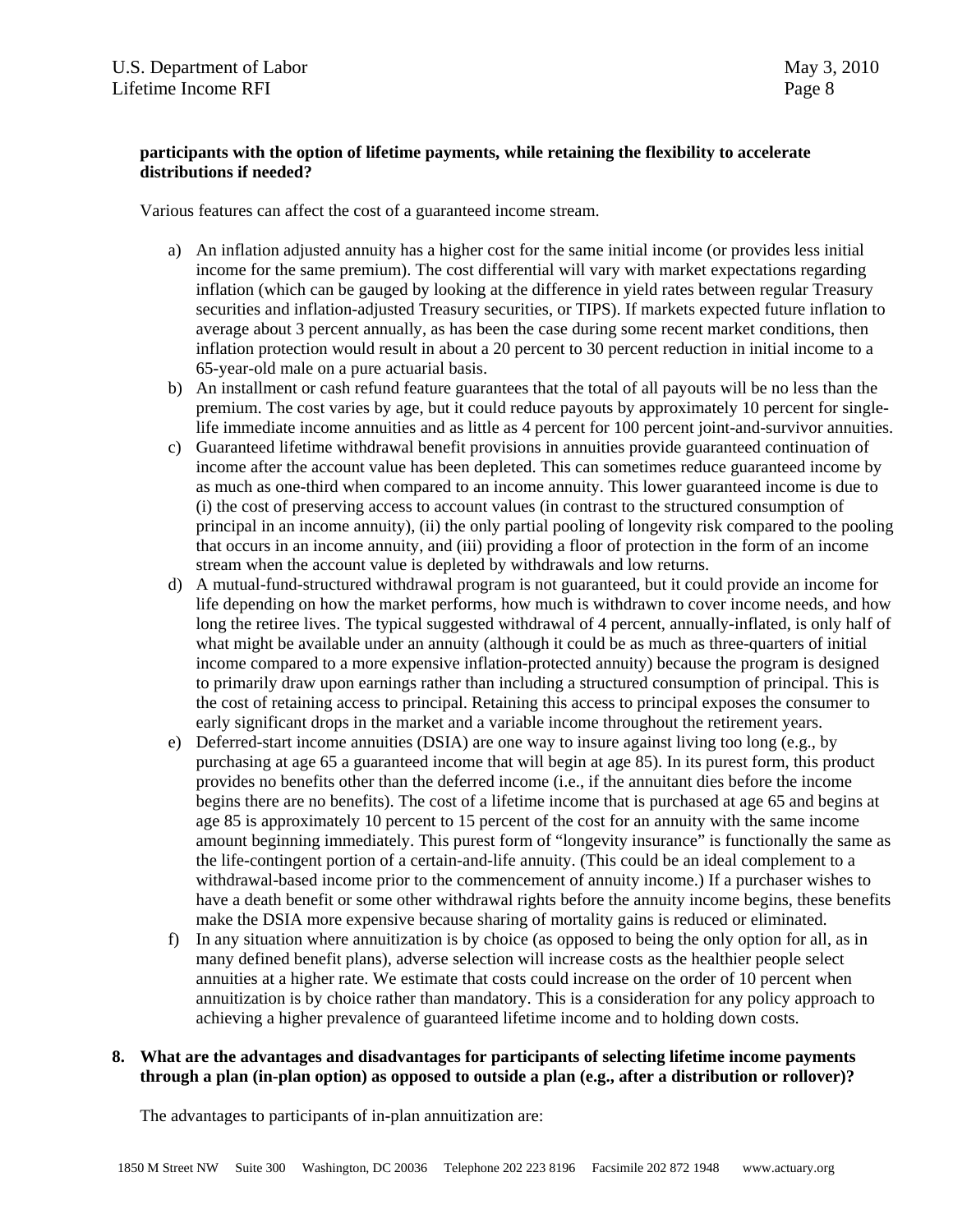**participants with the option of lifetime payments, while retaining the flexibility to accelerate distributions if needed?**

Various features can affect the cost of a guaranteed income stream.

a) An inflation adjusted annuity has a higher cost for the same initial income (or provides less initial income for the same premium). The cost differential will vary with market expectations regarding inflation (which can be gauged by looking at the difference in yield rates between regular Treasury securities and inflation-adjusted Treasury securities, or TIPS). If markets expected future inflation to average about 3 percent annually, as has been the case during some recent market conditions, then inflation protection would result in about a 20 percent to 30 percent reduction in initial income to a 65-year-old male on a pure actuarial basis.

b) An installment or cash refund feature guarantees that the total of all payouts will be no less than the premium. The cost varies by age, but it could reduce payouts by approximately 10 percent for single-life immediate income annuities and as little as 4 percent for 100 percent joint-and-survivor annuities.

c) Guaranteed lifetime withdrawal benefit provisions in annuities provide guaranteed continuation of income after the account value has been depleted. This can sometimes reduce guaranteed income by as much as one-third when compared to an income annuity. This lower guaranteed income is due to (i) the cost of preserving access to account values (in contrast to the structured consumption of principal in an income annuity), (ii) the only partial pooling of longevity risk compared to the pooling that occurs in an income annuity, and (iii) providing a floor of protection in the form of an income stream when the account value is depleted by withdrawals and low returns.

d) A mutual-fund-structured withdrawal program is not guaranteed, but it could provide an income for life depending on how the market performs, how much is withdrawn to cover income needs, and how long the retiree lives. The typical suggested withdrawal of 4 percent, annually-inflated, is only half of what might be available under an annuity (although it could be as much as three-quarters of initial income compared to a more expensive inflation-protected annuity) because the program is designed to primarily draw upon earnings rather than including a structured consumption of principal. This is the cost of retaining access to principal. Retaining this access to principal exposes the consumer to early significant drops in the market and a variable income throughout the retirement years.

e) Deferred-start income annuities (DSIA) are one way to insure against living too long (e.g., by purchasing at age 65 a guaranteed income that will begin at age 85). In its purest form, this product provides no benefits other than the deferred income (i.e., if the annuitant dies before the income begins there are no benefits). The cost of a lifetime income that is purchased at age 65 and begins at age 85 is approximately 10 percent to 15 percent of the cost for an annuity with the same income amount beginning immediately. This purest form of "longevity insurance" is functionally the same as the life-contingent portion of a certain-and-life annuity. (This could be an ideal complement to a withdrawal-based income prior to the commencement of annuity income.) If a purchaser wishes to have a death benefit or some other withdrawal rights before the annuity income begins, these benefits make the DSIA more expensive because sharing of mortality gains is reduced or eliminated.

f) In any situation where annuitization is by choice (as opposed to being the only option for all, as in many defined benefit plans), adverse selection will increase costs as the healthier people select annuities at a higher rate. We estimate that costs could increase on the order of 10 percent when annuitization is by choice rather than mandatory. This is a consideration for any policy approach to achieving a higher prevalence of guaranteed lifetime income and to holding down costs.

**8. What are the advantages and disadvantages for participants of selecting lifetime income payments through a plan (in-plan option) as opposed to outside a plan (e.g., after a distribution or rollover)?**

The advantages to participants of in-plan annuitization are: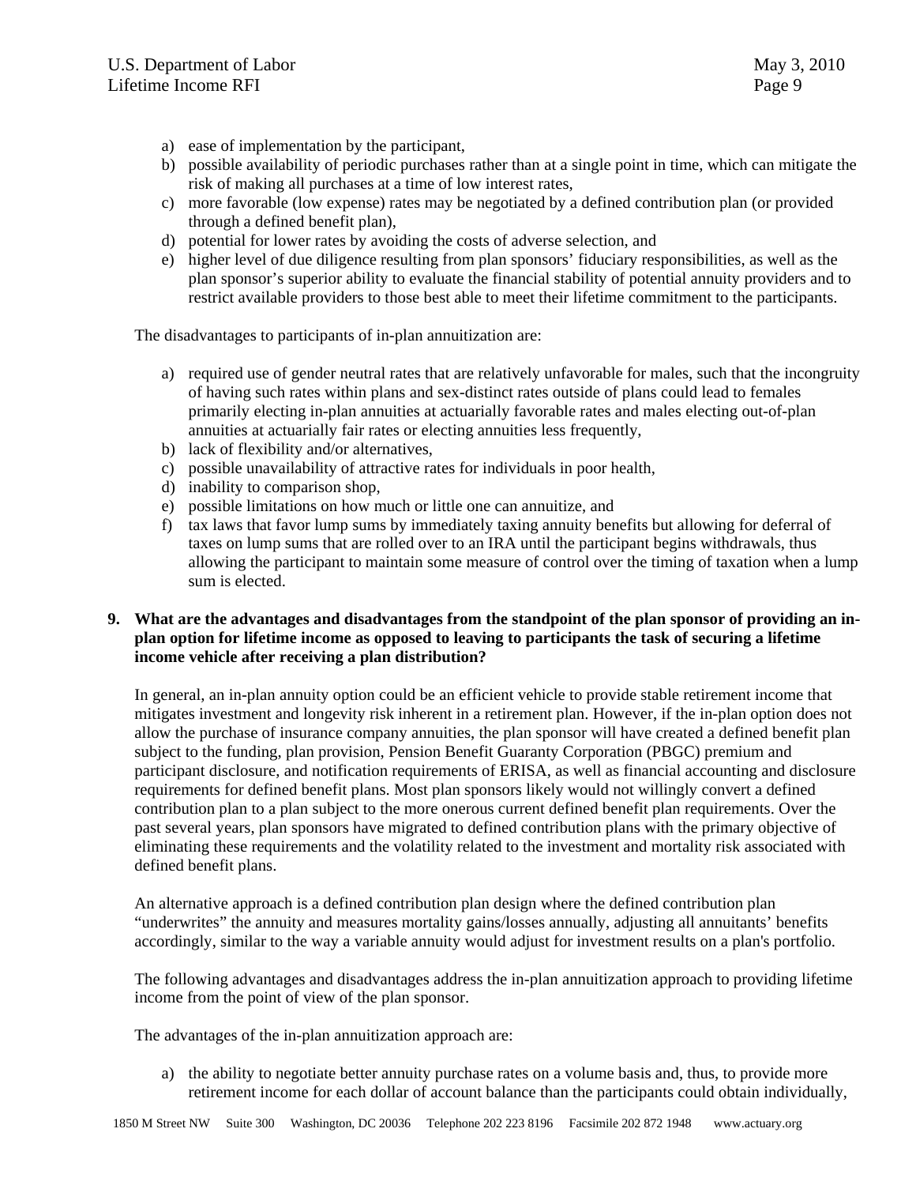a) ease of implementation by the participant,
b) possible availability of periodic purchases rather than at a single point in time, which can mitigate the risk of making all purchases at a time of low interest rates,
c) more favorable (low expense) rates may be negotiated by a defined contribution plan (or provided through a defined benefit plan),
d) potential for lower rates by avoiding the costs of adverse selection, and
e) higher level of due diligence resulting from plan sponsors' fiduciary responsibilities, as well as the plan sponsor's superior ability to evaluate the financial stability of potential annuity providers and to restrict available providers to those best able to meet their lifetime commitment to the participants.

The disadvantages to participants of in-plan annuitization are:

a) required use of gender neutral rates that are relatively unfavorable for males, such that the incongruity of having such rates within plans and sex-distinct rates outside of plans could lead to females primarily electing in-plan annuities at actuarially favorable rates and males electing out-of-plan annuities at actuarially fair rates or electing annuities less frequently,
b) lack of flexibility and/or alternatives,
c) possible unavailability of attractive rates for individuals in poor health,
d) inability to comparison shop,
e) possible limitations on how much or little one can annuitize, and
f) tax laws that favor lump sums by immediately taxing annuity benefits but allowing for deferral of taxes on lump sums that are rolled over to an IRA until the participant begins withdrawals, thus allowing the participant to maintain some measure of control over the timing of taxation when a lump sum is elected.

**9. What are the advantages and disadvantages from the standpoint of the plan sponsor of providing an in-plan option for lifetime income as opposed to leaving to participants the task of securing a lifetime income vehicle after receiving a plan distribution?**

In general, an in-plan annuity option could be an efficient vehicle to provide stable retirement income that mitigates investment and longevity risk inherent in a retirement plan. However, if the in-plan option does not allow the purchase of insurance company annuities, the plan sponsor will have created a defined benefit plan subject to the funding, plan provision, Pension Benefit Guaranty Corporation (PBGC) premium and participant disclosure, and notification requirements of ERISA, as well as financial accounting and disclosure requirements for defined benefit plans. Most plan sponsors likely would not willingly convert a defined contribution plan to a plan subject to the more onerous current defined benefit plan requirements. Over the past several years, plan sponsors have migrated to defined contribution plans with the primary objective of eliminating these requirements and the volatility related to the investment and mortality risk associated with defined benefit plans.

An alternative approach is a defined contribution plan design where the defined contribution plan "underwrites" the annuity and measures mortality gains/losses annually, adjusting all annuitants' benefits accordingly, similar to the way a variable annuity would adjust for investment results on a plan's portfolio.

The following advantages and disadvantages address the in-plan annuitization approach to providing lifetime income from the point of view of the plan sponsor.

The advantages of the in-plan annuitization approach are:

a) the ability to negotiate better annuity purchase rates on a volume basis and, thus, to provide more retirement income for each dollar of account balance than the participants could obtain individually,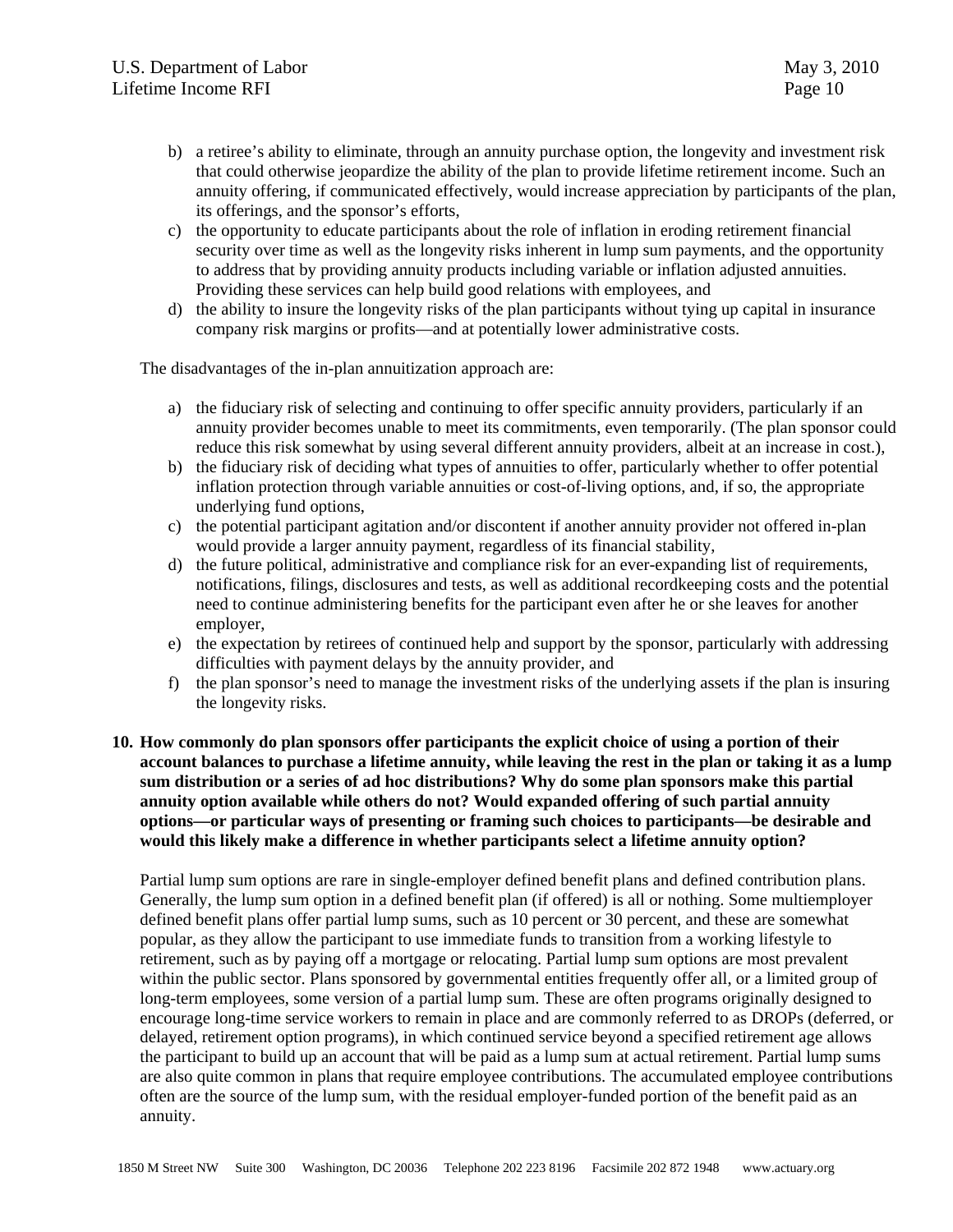b) a retiree's ability to eliminate, through an annuity purchase option, the longevity and investment risk that could otherwise jeopardize the ability of the plan to provide lifetime retirement income. Such an annuity offering, if communicated effectively, would increase appreciation by participants of the plan, its offerings, and the sponsor's efforts,
c) the opportunity to educate participants about the role of inflation in eroding retirement financial security over time as well as the longevity risks inherent in lump sum payments, and the opportunity to address that by providing annuity products including variable or inflation adjusted annuities. Providing these services can help build good relations with employees, and
d) the ability to insure the longevity risks of the plan participants without tying up capital in insurance company risk margins or profits—and at potentially lower administrative costs.

The disadvantages of the in-plan annuitization approach are:

a) the fiduciary risk of selecting and continuing to offer specific annuity providers, particularly if an annuity provider becomes unable to meet its commitments, even temporarily. (The plan sponsor could reduce this risk somewhat by using several different annuity providers, albeit at an increase in cost.),
b) the fiduciary risk of deciding what types of annuities to offer, particularly whether to offer potential inflation protection through variable annuities or cost-of-living options, and, if so, the appropriate underlying fund options,
c) the potential participant agitation and/or discontent if another annuity provider not offered in-plan would provide a larger annuity payment, regardless of its financial stability,
d) the future political, administrative and compliance risk for an ever-expanding list of requirements, notifications, filings, disclosures and tests, as well as additional recordkeeping costs and the potential need to continue administering benefits for the participant even after he or she leaves for another employer,
e) the expectation by retirees of continued help and support by the sponsor, particularly with addressing difficulties with payment delays by the annuity provider, and
f) the plan sponsor's need to manage the investment risks of the underlying assets if the plan is insuring the longevity risks.

**10. How commonly do plan sponsors offer participants the explicit choice of using a portion of their account balances to purchase a lifetime annuity, while leaving the rest in the plan or taking it as a lump sum distribution or a series of ad hoc distributions? Why do some plan sponsors make this partial annuity option available while others do not? Would expanded offering of such partial annuity options—or particular ways of presenting or framing such choices to participants—be desirable and would this likely make a difference in whether participants select a lifetime annuity option?**

Partial lump sum options are rare in single-employer defined benefit plans and defined contribution plans. Generally, the lump sum option in a defined benefit plan (if offered) is all or nothing. Some multiemployer defined benefit plans offer partial lump sums, such as 10 percent or 30 percent, and these are somewhat popular, as they allow the participant to use immediate funds to transition from a working lifestyle to retirement, such as by paying off a mortgage or relocating. Partial lump sum options are most prevalent within the public sector. Plans sponsored by governmental entities frequently offer all, or a limited group of long-term employees, some version of a partial lump sum. These are often programs originally designed to encourage long-time service workers to remain in place and are commonly referred to as DROPs (deferred, or delayed, retirement option programs), in which continued service beyond a specified retirement age allows the participant to build up an account that will be paid as a lump sum at actual retirement. Partial lump sums are also quite common in plans that require employee contributions. The accumulated employee contributions often are the source of the lump sum, with the residual employer-funded portion of the benefit paid as an annuity.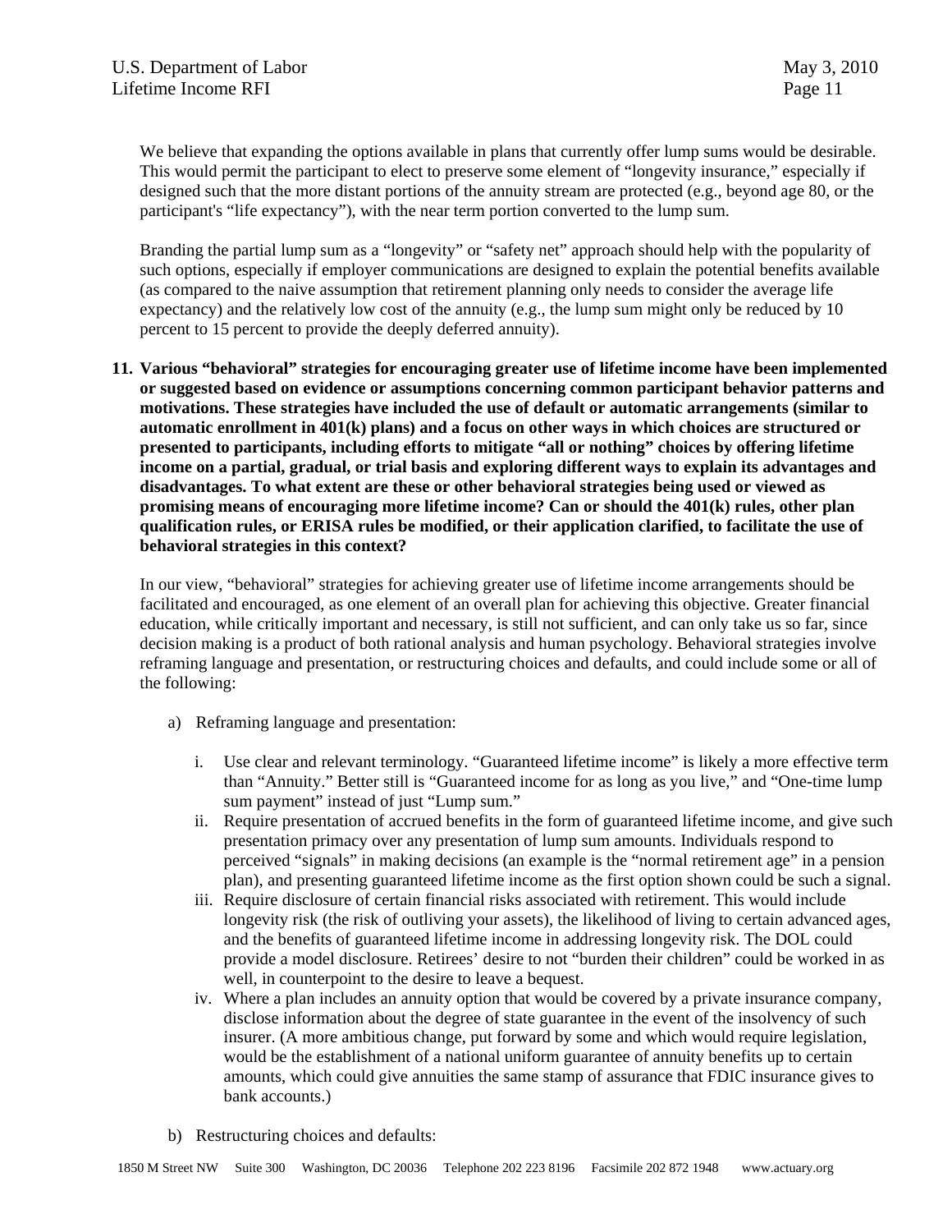We believe that expanding the options available in plans that currently offer lump sums would be desirable. This would permit the participant to elect to preserve some element of "longevity insurance," especially if designed such that the more distant portions of the annuity stream are protected (e.g., beyond age 80, or the participant's "life expectancy"), with the near term portion converted to the lump sum.

Branding the partial lump sum as a "longevity" or "safety net" approach should help with the popularity of such options, especially if employer communications are designed to explain the potential benefits available (as compared to the naive assumption that retirement planning only needs to consider the average life expectancy) and the relatively low cost of the annuity (e.g., the lump sum might only be reduced by 10 percent to 15 percent to provide the deeply deferred annuity).

**11. Various "behavioral" strategies for encouraging greater use of lifetime income have been implemented or suggested based on evidence or assumptions concerning common participant behavior patterns and motivations. These strategies have included the use of default or automatic arrangements (similar to automatic enrollment in 401(k) plans) and a focus on other ways in which choices are structured or presented to participants, including efforts to mitigate "all or nothing" choices by offering lifetime income on a partial, gradual, or trial basis and exploring different ways to explain its advantages and disadvantages. To what extent are these or other behavioral strategies being used or viewed as promising means of encouraging more lifetime income? Can or should the 401(k) rules, other plan qualification rules, or ERISA rules be modified, or their application clarified, to facilitate the use of behavioral strategies in this context?**

In our view, "behavioral" strategies for achieving greater use of lifetime income arrangements should be facilitated and encouraged, as one element of an overall plan for achieving this objective. Greater financial education, while critically important and necessary, is still not sufficient, and can only take us so far, since decision making is a product of both rational analysis and human psychology. Behavioral strategies involve reframing language and presentation, or restructuring choices and defaults, and could include some or all of the following:

a) Reframing language and presentation:

   i. Use clear and relevant terminology. "Guaranteed lifetime income" is likely a more effective term than "Annuity." Better still is "Guaranteed income for as long as you live," and "One-time lump sum payment" instead of just "Lump sum."

   ii. Require presentation of accrued benefits in the form of guaranteed lifetime income, and give such presentation primacy over any presentation of lump sum amounts. Individuals respond to perceived "signals" in making decisions (an example is the "normal retirement age" in a pension plan), and presenting guaranteed lifetime income as the first option shown could be such a signal.

   iii. Require disclosure of certain financial risks associated with retirement. This would include longevity risk (the risk of outliving your assets), the likelihood of living to certain advanced ages, and the benefits of guaranteed lifetime income in addressing longevity risk. The DOL could provide a model disclosure. Retirees' desire to not "burden their children" could be worked in as well, in counterpoint to the desire to leave a bequest.

   iv. Where a plan includes an annuity option that would be covered by a private insurance company, disclose information about the degree of state guarantee in the event of the insolvency of such insurer. (A more ambitious change, put forward by some and which would require legislation, would be the establishment of a national uniform guarantee of annuity benefits up to certain amounts, which could give annuities the same stamp of assurance that FDIC insurance gives to bank accounts.)

b) Restructuring choices and defaults: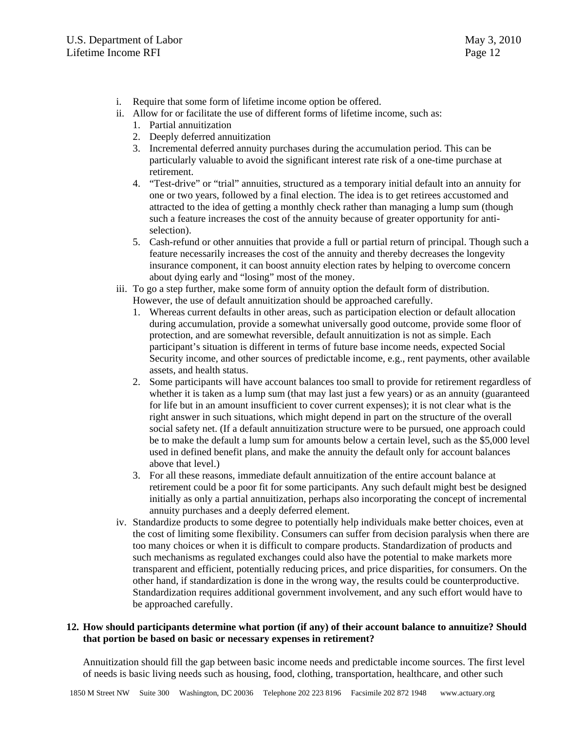i. Require that some form of lifetime income option be offered.
ii. Allow for or facilitate the use of different forms of lifetime income, such as:
    1. Partial annuitization
    2. Deeply deferred annuitization
    3. Incremental deferred annuity purchases during the accumulation period. This can be particularly valuable to avoid the significant interest rate risk of a one-time purchase at retirement.
    4. "Test-drive" or "trial" annuities, structured as a temporary initial default into an annuity for one or two years, followed by a final election. The idea is to get retirees accustomed and attracted to the idea of getting a monthly check rather than managing a lump sum (though such a feature increases the cost of the annuity because of greater opportunity for anti-selection).
    5. Cash-refund or other annuities that provide a full or partial return of principal. Though such a feature necessarily increases the cost of the annuity and thereby decreases the longevity insurance component, it can boost annuity election rates by helping to overcome concern about dying early and "losing" most of the money.
iii. To go a step further, make some form of annuity option the default form of distribution. However, the use of default annuitization should be approached carefully.
    1. Whereas current defaults in other areas, such as participation election or default allocation during accumulation, provide a somewhat universally good outcome, provide some floor of protection, and are somewhat reversible, default annuitization is not as simple. Each participant's situation is different in terms of future base income needs, expected Social Security income, and other sources of predictable income, e.g., rent payments, other available assets, and health status.
    2. Some participants will have account balances too small to provide for retirement regardless of whether it is taken as a lump sum (that may last just a few years) or as an annuity (guaranteed for life but in an amount insufficient to cover current expenses); it is not clear what is the right answer in such situations, which might depend in part on the structure of the overall social safety net. (If a default annuitization structure were to be pursued, one approach could be to make the default a lump sum for amounts below a certain level, such as the $5,000 level used in defined benefit plans, and make the annuity the default only for account balances above that level.)
    3. For all these reasons, immediate default annuitization of the entire account balance at retirement could be a poor fit for some participants. Any such default might best be designed initially as only a partial annuitization, perhaps also incorporating the concept of incremental annuity purchases and a deeply deferred element.
iv. Standardize products to some degree to potentially help individuals make better choices, even at the cost of limiting some flexibility. Consumers can suffer from decision paralysis when there are too many choices or when it is difficult to compare products. Standardization of products and such mechanisms as regulated exchanges could also have the potential to make markets more transparent and efficient, potentially reducing prices, and price disparities, for consumers. On the other hand, if standardization is done in the wrong way, the results could be counterproductive. Standardization requires additional government involvement, and any such effort would have to be approached carefully.

**12. How should participants determine what portion (if any) of their account balance to annuitize? Should that portion be based on basic or necessary expenses in retirement?**

Annuitization should fill the gap between basic income needs and predictable income sources. The first level of needs is basic living needs such as housing, food, clothing, transportation, healthcare, and other such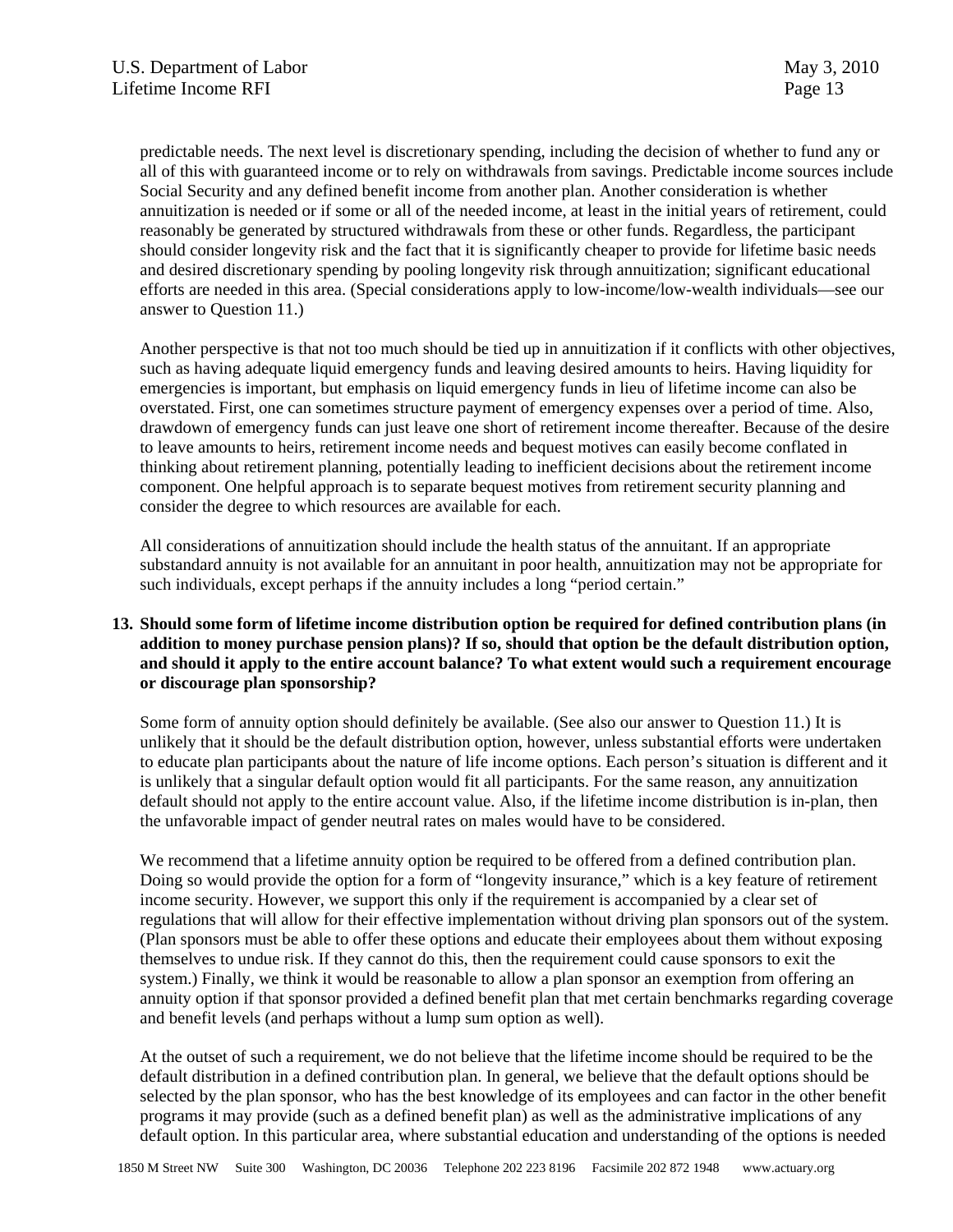predictable needs. The next level is discretionary spending, including the decision of whether to fund any or all of this with guaranteed income or to rely on withdrawals from savings. Predictable income sources include Social Security and any defined benefit income from another plan. Another consideration is whether annuitization is needed or if some or all of the needed income, at least in the initial years of retirement, could reasonably be generated by structured withdrawals from these or other funds. Regardless, the participant should consider longevity risk and the fact that it is significantly cheaper to provide for lifetime basic needs and desired discretionary spending by pooling longevity risk through annuitization; significant educational efforts are needed in this area. (Special considerations apply to low-income/low-wealth individuals—see our answer to Question 11.)

Another perspective is that not too much should be tied up in annuitization if it conflicts with other objectives, such as having adequate liquid emergency funds and leaving desired amounts to heirs. Having liquidity for emergencies is important, but emphasis on liquid emergency funds in lieu of lifetime income can also be overstated. First, one can sometimes structure payment of emergency expenses over a period of time. Also, drawdown of emergency funds can just leave one short of retirement income thereafter. Because of the desire to leave amounts to heirs, retirement income needs and bequest motives can easily become conflated in thinking about retirement planning, potentially leading to inefficient decisions about the retirement income component. One helpful approach is to separate bequest motives from retirement security planning and consider the degree to which resources are available for each.

All considerations of annuitization should include the health status of the annuitant. If an appropriate substandard annuity is not available for an annuitant in poor health, annuitization may not be appropriate for such individuals, except perhaps if the annuity includes a long "period certain."

**13. Should some form of lifetime income distribution option be required for defined contribution plans (in addition to money purchase pension plans)? If so, should that option be the default distribution option, and should it apply to the entire account balance? To what extent would such a requirement encourage or discourage plan sponsorship?**

Some form of annuity option should definitely be available. (See also our answer to Question 11.) It is unlikely that it should be the default distribution option, however, unless substantial efforts were undertaken to educate plan participants about the nature of life income options. Each person's situation is different and it is unlikely that a singular default option would fit all participants. For the same reason, any annuitization default should not apply to the entire account value. Also, if the lifetime income distribution is in-plan, then the unfavorable impact of gender neutral rates on males would have to be considered.

We recommend that a lifetime annuity option be required to be offered from a defined contribution plan. Doing so would provide the option for a form of "longevity insurance," which is a key feature of retirement income security. However, we support this only if the requirement is accompanied by a clear set of regulations that will allow for their effective implementation without driving plan sponsors out of the system. (Plan sponsors must be able to offer these options and educate their employees about them without exposing themselves to undue risk. If they cannot do this, then the requirement could cause sponsors to exit the system.) Finally, we think it would be reasonable to allow a plan sponsor an exemption from offering an annuity option if that sponsor provided a defined benefit plan that met certain benchmarks regarding coverage and benefit levels (and perhaps without a lump sum option as well).

At the outset of such a requirement, we do not believe that the lifetime income should be required to be the default distribution in a defined contribution plan. In general, we believe that the default options should be selected by the plan sponsor, who has the best knowledge of its employees and can factor in the other benefit programs it may provide (such as a defined benefit plan) as well as the administrative implications of any default option. In this particular area, where substantial education and understanding of the options is needed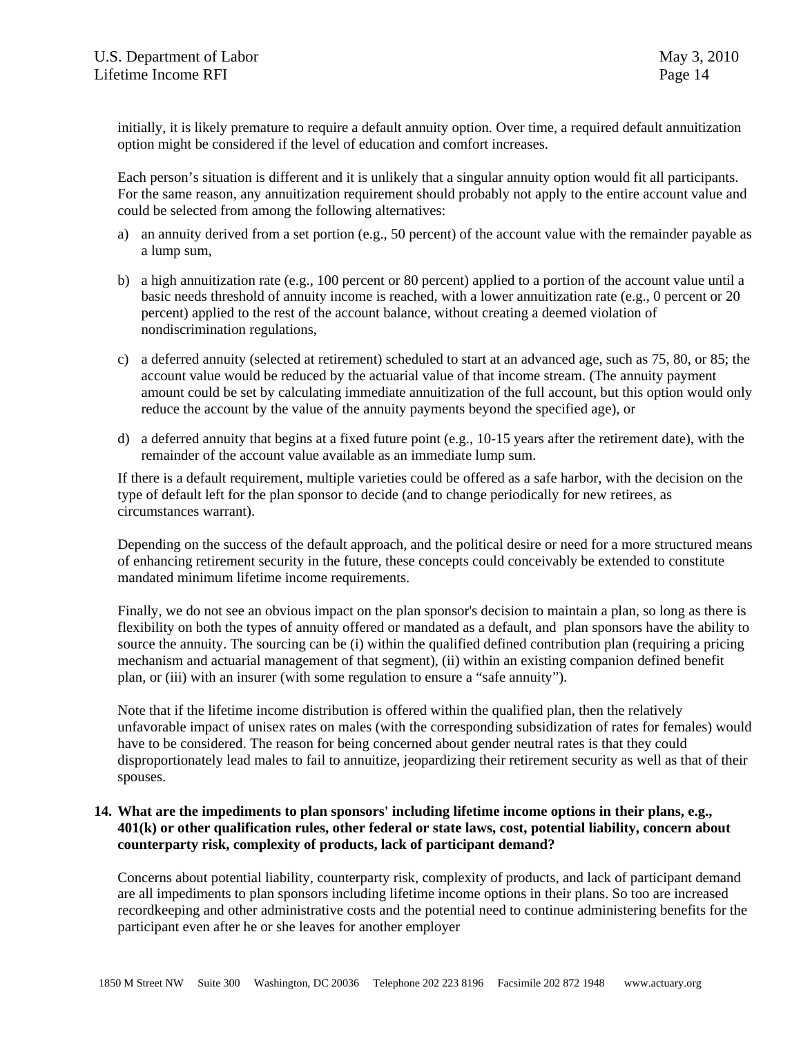initially, it is likely premature to require a default annuity option. Over time, a required default annuitization option might be considered if the level of education and comfort increases.

Each person's situation is different and it is unlikely that a singular annuity option would fit all participants. For the same reason, any annuitization requirement should probably not apply to the entire account value and could be selected from among the following alternatives:

a) an annuity derived from a set portion (e.g., 50 percent) of the account value with the remainder payable as a lump sum,

b) a high annuitization rate (e.g., 100 percent or 80 percent) applied to a portion of the account value until a basic needs threshold of annuity income is reached, with a lower annuitization rate (e.g., 0 percent or 20 percent) applied to the rest of the account balance, without creating a deemed violation of nondiscrimination regulations,

c) a deferred annuity (selected at retirement) scheduled to start at an advanced age, such as 75, 80, or 85; the account value would be reduced by the actuarial value of that income stream. (The annuity payment amount could be set by calculating immediate annuitization of the full account, but this option would only reduce the account by the value of the annuity payments beyond the specified age), or

d) a deferred annuity that begins at a fixed future point (e.g., 10-15 years after the retirement date), with the remainder of the account value available as an immediate lump sum.

If there is a default requirement, multiple varieties could be offered as a safe harbor, with the decision on the type of default left for the plan sponsor to decide (and to change periodically for new retirees, as circumstances warrant).

Depending on the success of the default approach, and the political desire or need for a more structured means of enhancing retirement security in the future, these concepts could conceivably be extended to constitute mandated minimum lifetime income requirements.

Finally, we do not see an obvious impact on the plan sponsor's decision to maintain a plan, so long as there is flexibility on both the types of annuity offered or mandated as a default, and plan sponsors have the ability to source the annuity. The sourcing can be (i) within the qualified defined contribution plan (requiring a pricing mechanism and actuarial management of that segment), (ii) within an existing companion defined benefit plan, or (iii) with an insurer (with some regulation to ensure a "safe annuity").

Note that if the lifetime income distribution is offered within the qualified plan, then the relatively unfavorable impact of unisex rates on males (with the corresponding subsidization of rates for females) would have to be considered. The reason for being concerned about gender neutral rates is that they could disproportionately lead males to fail to annuitize, jeopardizing their retirement security as well as that of their spouses.

**14. What are the impediments to plan sponsors' including lifetime income options in their plans, e.g., 401(k) or other qualification rules, other federal or state laws, cost, potential liability, concern about counterparty risk, complexity of products, lack of participant demand?**

Concerns about potential liability, counterparty risk, complexity of products, and lack of participant demand are all impediments to plan sponsors including lifetime income options in their plans. So too are increased recordkeeping and other administrative costs and the potential need to continue administering benefits for the participant even after he or she leaves for another employer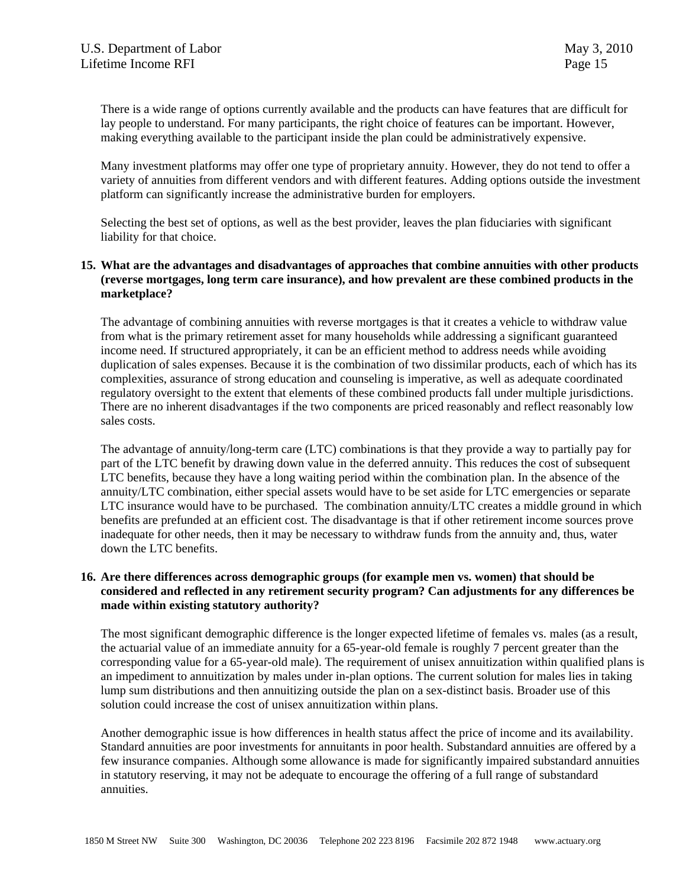There is a wide range of options currently available and the products can have features that are difficult for lay people to understand. For many participants, the right choice of features can be important. However, making everything available to the participant inside the plan could be administratively expensive.

Many investment platforms may offer one type of proprietary annuity. However, they do not tend to offer a variety of annuities from different vendors and with different features. Adding options outside the investment platform can significantly increase the administrative burden for employers.

Selecting the best set of options, as well as the best provider, leaves the plan fiduciaries with significant liability for that choice.

**15. What are the advantages and disadvantages of approaches that combine annuities with other products (reverse mortgages, long term care insurance), and how prevalent are these combined products in the marketplace?**

The advantage of combining annuities with reverse mortgages is that it creates a vehicle to withdraw value from what is the primary retirement asset for many households while addressing a significant guaranteed income need. If structured appropriately, it can be an efficient method to address needs while avoiding duplication of sales expenses. Because it is the combination of two dissimilar products, each of which has its complexities, assurance of strong education and counseling is imperative, as well as adequate coordinated regulatory oversight to the extent that elements of these combined products fall under multiple jurisdictions. There are no inherent disadvantages if the two components are priced reasonably and reflect reasonably low sales costs.

The advantage of annuity/long-term care (LTC) combinations is that they provide a way to partially pay for part of the LTC benefit by drawing down value in the deferred annuity. This reduces the cost of subsequent LTC benefits, because they have a long waiting period within the combination plan. In the absence of the annuity/LTC combination, either special assets would have to be set aside for LTC emergencies or separate LTC insurance would have to be purchased. The combination annuity/LTC creates a middle ground in which benefits are prefunded at an efficient cost. The disadvantage is that if other retirement income sources prove inadequate for other needs, then it may be necessary to withdraw funds from the annuity and, thus, water down the LTC benefits.

**16. Are there differences across demographic groups (for example men vs. women) that should be considered and reflected in any retirement security program? Can adjustments for any differences be made within existing statutory authority?**

The most significant demographic difference is the longer expected lifetime of females vs. males (as a result, the actuarial value of an immediate annuity for a 65-year-old female is roughly 7 percent greater than the corresponding value for a 65-year-old male). The requirement of unisex annuitization within qualified plans is an impediment to annuitization by males under in-plan options. The current solution for males lies in taking lump sum distributions and then annuitizing outside the plan on a sex-distinct basis. Broader use of this solution could increase the cost of unisex annuitization within plans.

Another demographic issue is how differences in health status affect the price of income and its availability. Standard annuities are poor investments for annuitants in poor health. Substandard annuities are offered by a few insurance companies. Although some allowance is made for significantly impaired substandard annuities in statutory reserving, it may not be adequate to encourage the offering of a full range of substandard annuities.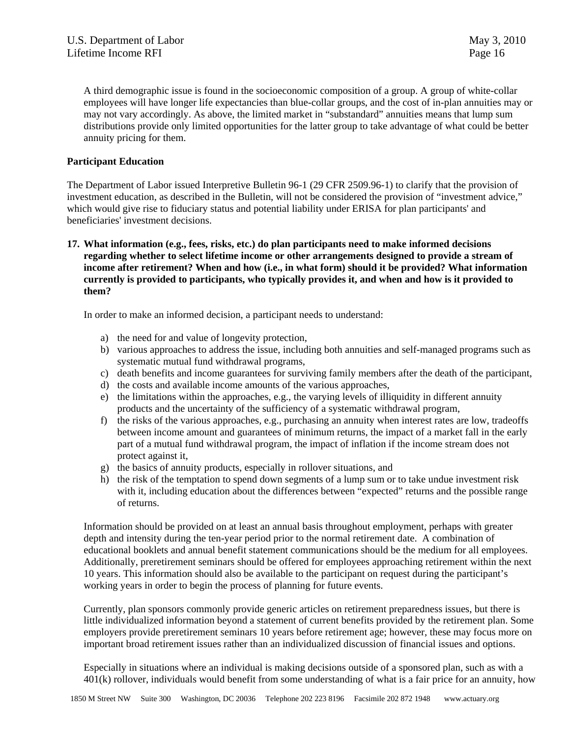A third demographic issue is found in the socioeconomic composition of a group. A group of white-collar employees will have longer life expectancies than blue-collar groups, and the cost of in-plan annuities may or may not vary accordingly. As above, the limited market in "substandard" annuities means that lump sum distributions provide only limited opportunities for the latter group to take advantage of what could be better annuity pricing for them.

**Participant Education**

The Department of Labor issued Interpretive Bulletin 96-1 (29 CFR 2509.96-1) to clarify that the provision of investment education, as described in the Bulletin, will not be considered the provision of "investment advice," which would give rise to fiduciary status and potential liability under ERISA for plan participants' and beneficiaries' investment decisions.

**17. What information (e.g., fees, risks, etc.) do plan participants need to make informed decisions regarding whether to select lifetime income or other arrangements designed to provide a stream of income after retirement? When and how (i.e., in what form) should it be provided? What information currently is provided to participants, who typically provides it, and when and how is it provided to them?**

In order to make an informed decision, a participant needs to understand:

a) the need for and value of longevity protection,
b) various approaches to address the issue, including both annuities and self-managed programs such as systematic mutual fund withdrawal programs,
c) death benefits and income guarantees for surviving family members after the death of the participant,
d) the costs and available income amounts of the various approaches,
e) the limitations within the approaches, e.g., the varying levels of illiquidity in different annuity products and the uncertainty of the sufficiency of a systematic withdrawal program,
f) the risks of the various approaches, e.g., purchasing an annuity when interest rates are low, tradeoffs between income amount and guarantees of minimum returns, the impact of a market fall in the early part of a mutual fund withdrawal program, the impact of inflation if the income stream does not protect against it,
g) the basics of annuity products, especially in rollover situations, and
h) the risk of the temptation to spend down segments of a lump sum or to take undue investment risk with it, including education about the differences between "expected" returns and the possible range of returns.

Information should be provided on at least an annual basis throughout employment, perhaps with greater depth and intensity during the ten-year period prior to the normal retirement date. A combination of educational booklets and annual benefit statement communications should be the medium for all employees. Additionally, preretirement seminars should be offered for employees approaching retirement within the next 10 years. This information should also be available to the participant on request during the participant's working years in order to begin the process of planning for future events.

Currently, plan sponsors commonly provide generic articles on retirement preparedness issues, but there is little individualized information beyond a statement of current benefits provided by the retirement plan. Some employers provide preretirement seminars 10 years before retirement age; however, these may focus more on important broad retirement issues rather than an individualized discussion of financial issues and options.

Especially in situations where an individual is making decisions outside of a sponsored plan, such as with a 401(k) rollover, individuals would benefit from some understanding of what is a fair price for an annuity, how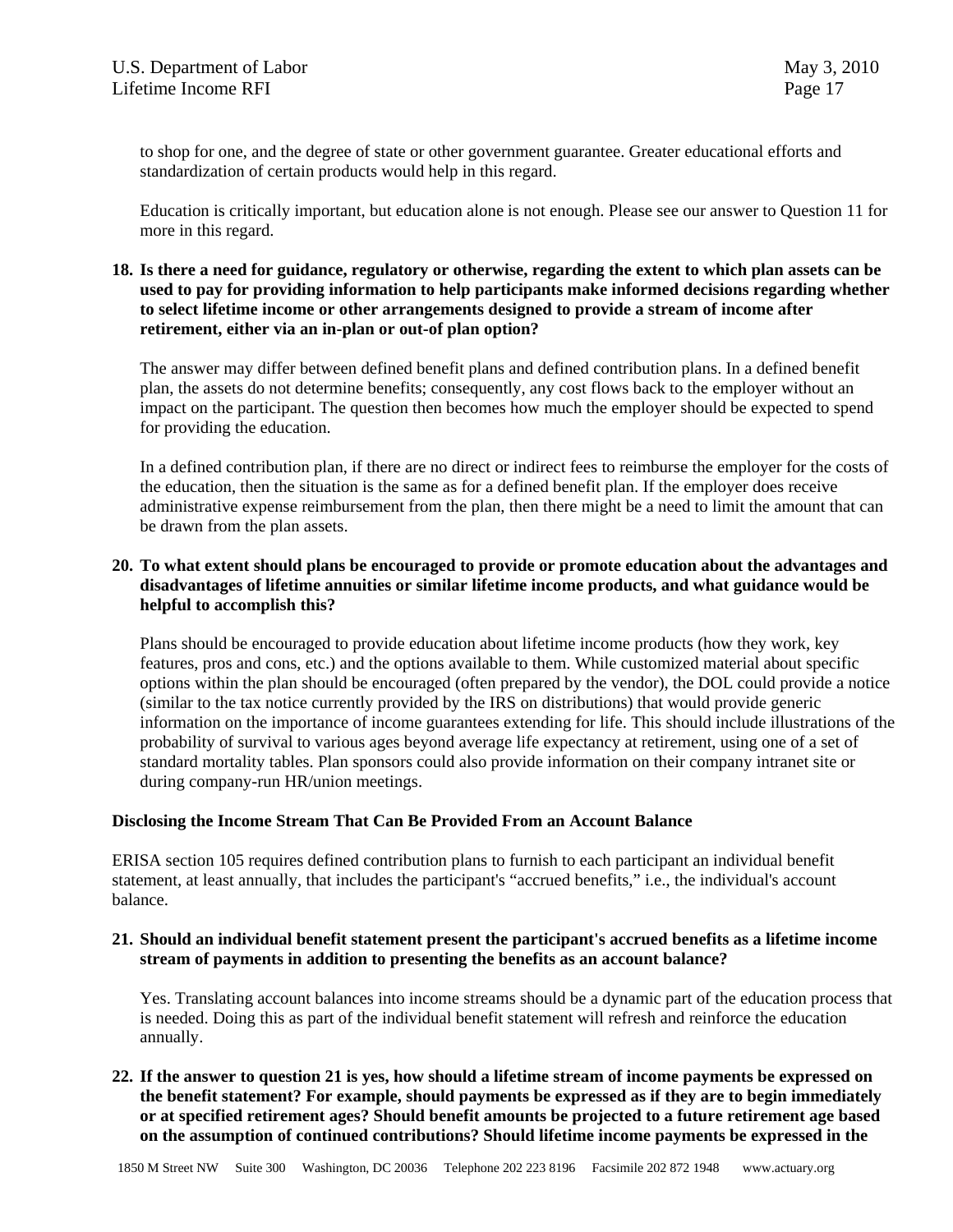to shop for one, and the degree of state or other government guarantee. Greater educational efforts and standardization of certain products would help in this regard.

Education is critically important, but education alone is not enough. Please see our answer to Question 11 for more in this regard.

**18. Is there a need for guidance, regulatory or otherwise, regarding the extent to which plan assets can be used to pay for providing information to help participants make informed decisions regarding whether to select lifetime income or other arrangements designed to provide a stream of income after retirement, either via an in-plan or out-of plan option?**

The answer may differ between defined benefit plans and defined contribution plans. In a defined benefit plan, the assets do not determine benefits; consequently, any cost flows back to the employer without an impact on the participant. The question then becomes how much the employer should be expected to spend for providing the education.

In a defined contribution plan, if there are no direct or indirect fees to reimburse the employer for the costs of the education, then the situation is the same as for a defined benefit plan. If the employer does receive administrative expense reimbursement from the plan, then there might be a need to limit the amount that can be drawn from the plan assets.

**20. To what extent should plans be encouraged to provide or promote education about the advantages and disadvantages of lifetime annuities or similar lifetime income products, and what guidance would be helpful to accomplish this?**

Plans should be encouraged to provide education about lifetime income products (how they work, key features, pros and cons, etc.) and the options available to them. While customized material about specific options within the plan should be encouraged (often prepared by the vendor), the DOL could provide a notice (similar to the tax notice currently provided by the IRS on distributions) that would provide generic information on the importance of income guarantees extending for life. This should include illustrations of the probability of survival to various ages beyond average life expectancy at retirement, using one of a set of standard mortality tables. Plan sponsors could also provide information on their company intranet site or during company-run HR/union meetings.

**Disclosing the Income Stream That Can Be Provided From an Account Balance**

ERISA section 105 requires defined contribution plans to furnish to each participant an individual benefit statement, at least annually, that includes the participant's "accrued benefits," i.e., the individual's account balance.

**21. Should an individual benefit statement present the participant's accrued benefits as a lifetime income stream of payments in addition to presenting the benefits as an account balance?**

Yes. Translating account balances into income streams should be a dynamic part of the education process that is needed. Doing this as part of the individual benefit statement will refresh and reinforce the education annually.

**22. If the answer to question 21 is yes, how should a lifetime stream of income payments be expressed on the benefit statement? For example, should payments be expressed as if they are to begin immediately or at specified retirement ages? Should benefit amounts be projected to a future retirement age based on the assumption of continued contributions? Should lifetime income payments be expressed in the**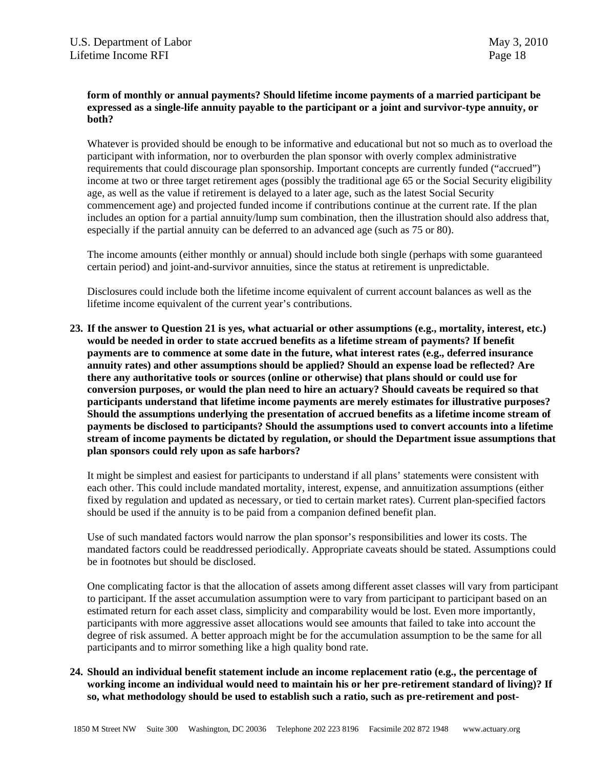**form of monthly or annual payments? Should lifetime income payments of a married participant be expressed as a single-life annuity payable to the participant or a joint and survivor-type annuity, or both?**

Whatever is provided should be enough to be informative and educational but not so much as to overload the participant with information, nor to overburden the plan sponsor with overly complex administrative requirements that could discourage plan sponsorship. Important concepts are currently funded ("accrued") income at two or three target retirement ages (possibly the traditional age 65 or the Social Security eligibility age, as well as the value if retirement is delayed to a later age, such as the latest Social Security commencement age) and projected funded income if contributions continue at the current rate. If the plan includes an option for a partial annuity/lump sum combination, then the illustration should also address that, especially if the partial annuity can be deferred to an advanced age (such as 75 or 80).

The income amounts (either monthly or annual) should include both single (perhaps with some guaranteed certain period) and joint-and-survivor annuities, since the status at retirement is unpredictable.

Disclosures could include both the lifetime income equivalent of current account balances as well as the lifetime income equivalent of the current year's contributions.

**23. If the answer to Question 21 is yes, what actuarial or other assumptions (e.g., mortality, interest, etc.) would be needed in order to state accrued benefits as a lifetime stream of payments? If benefit payments are to commence at some date in the future, what interest rates (e.g., deferred insurance annuity rates) and other assumptions should be applied? Should an expense load be reflected? Are there any authoritative tools or sources (online or otherwise) that plans should or could use for conversion purposes, or would the plan need to hire an actuary? Should caveats be required so that participants understand that lifetime income payments are merely estimates for illustrative purposes? Should the assumptions underlying the presentation of accrued benefits as a lifetime income stream of payments be disclosed to participants? Should the assumptions used to convert accounts into a lifetime stream of income payments be dictated by regulation, or should the Department issue assumptions that plan sponsors could rely upon as safe harbors?**

It might be simplest and easiest for participants to understand if all plans' statements were consistent with each other. This could include mandated mortality, interest, expense, and annuitization assumptions (either fixed by regulation and updated as necessary, or tied to certain market rates). Current plan-specified factors should be used if the annuity is to be paid from a companion defined benefit plan.

Use of such mandated factors would narrow the plan sponsor's responsibilities and lower its costs. The mandated factors could be readdressed periodically. Appropriate caveats should be stated. Assumptions could be in footnotes but should be disclosed.

One complicating factor is that the allocation of assets among different asset classes will vary from participant to participant. If the asset accumulation assumption were to vary from participant to participant based on an estimated return for each asset class, simplicity and comparability would be lost. Even more importantly, participants with more aggressive asset allocations would see amounts that failed to take into account the degree of risk assumed. A better approach might be for the accumulation assumption to be the same for all participants and to mirror something like a high quality bond rate.

**24. Should an individual benefit statement include an income replacement ratio (e.g., the percentage of working income an individual would need to maintain his or her pre-retirement standard of living)? If so, what methodology should be used to establish such a ratio, such as pre-retirement and post-**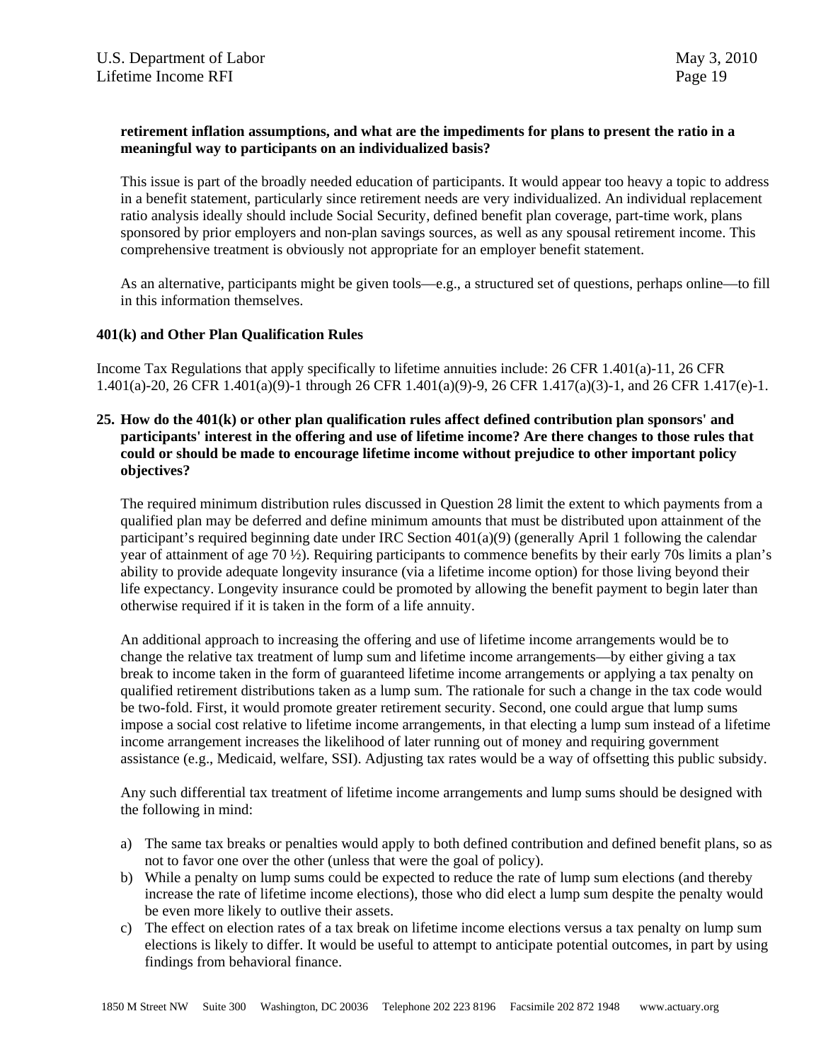**retirement inflation assumptions, and what are the impediments for plans to present the ratio in a meaningful way to participants on an individualized basis?**

This issue is part of the broadly needed education of participants. It would appear too heavy a topic to address in a benefit statement, particularly since retirement needs are very individualized. An individual replacement ratio analysis ideally should include Social Security, defined benefit plan coverage, part-time work, plans sponsored by prior employers and non-plan savings sources, as well as any spousal retirement income. This comprehensive treatment is obviously not appropriate for an employer benefit statement.

As an alternative, participants might be given tools—e.g., a structured set of questions, perhaps online—to fill in this information themselves.

**401(k) and Other Plan Qualification Rules**

Income Tax Regulations that apply specifically to lifetime annuities include: 26 CFR 1.401(a)-11, 26 CFR 1.401(a)-20, 26 CFR 1.401(a)(9)-1 through 26 CFR 1.401(a)(9)-9, 26 CFR 1.417(a)(3)-1, and 26 CFR 1.417(e)-1.

**25. How do the 401(k) or other plan qualification rules affect defined contribution plan sponsors' and participants' interest in the offering and use of lifetime income? Are there changes to those rules that could or should be made to encourage lifetime income without prejudice to other important policy objectives?**

The required minimum distribution rules discussed in Question 28 limit the extent to which payments from a qualified plan may be deferred and define minimum amounts that must be distributed upon attainment of the participant's required beginning date under IRC Section 401(a)(9) (generally April 1 following the calendar year of attainment of age 70 ½). Requiring participants to commence benefits by their early 70s limits a plan's ability to provide adequate longevity insurance (via a lifetime income option) for those living beyond their life expectancy. Longevity insurance could be promoted by allowing the benefit payment to begin later than otherwise required if it is taken in the form of a life annuity.

An additional approach to increasing the offering and use of lifetime income arrangements would be to change the relative tax treatment of lump sum and lifetime income arrangements—by either giving a tax break to income taken in the form of guaranteed lifetime income arrangements or applying a tax penalty on qualified retirement distributions taken as a lump sum. The rationale for such a change in the tax code would be two-fold. First, it would promote greater retirement security. Second, one could argue that lump sums impose a social cost relative to lifetime income arrangements, in that electing a lump sum instead of a lifetime income arrangement increases the likelihood of later running out of money and requiring government assistance (e.g., Medicaid, welfare, SSI). Adjusting tax rates would be a way of offsetting this public subsidy.

Any such differential tax treatment of lifetime income arrangements and lump sums should be designed with the following in mind:

a) The same tax breaks or penalties would apply to both defined contribution and defined benefit plans, so as not to favor one over the other (unless that were the goal of policy).
b) While a penalty on lump sums could be expected to reduce the rate of lump sum elections (and thereby increase the rate of lifetime income elections), those who did elect a lump sum despite the penalty would be even more likely to outlive their assets.
c) The effect on election rates of a tax break on lifetime income elections versus a tax penalty on lump sum elections is likely to differ. It would be useful to attempt to anticipate potential outcomes, in part by using findings from behavioral finance.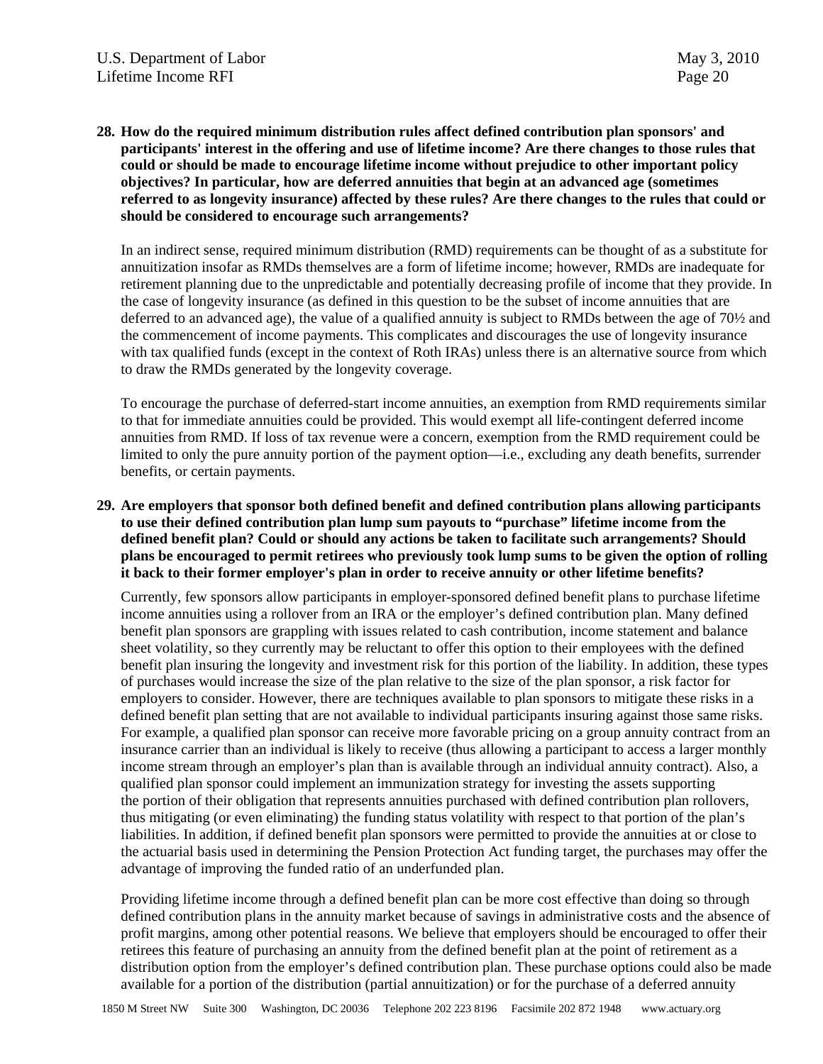**28. How do the required minimum distribution rules affect defined contribution plan sponsors' and participants' interest in the offering and use of lifetime income? Are there changes to those rules that could or should be made to encourage lifetime income without prejudice to other important policy objectives? In particular, how are deferred annuities that begin at an advanced age (sometimes referred to as longevity insurance) affected by these rules? Are there changes to the rules that could or should be considered to encourage such arrangements?**

In an indirect sense, required minimum distribution (RMD) requirements can be thought of as a substitute for annuitization insofar as RMDs themselves are a form of lifetime income; however, RMDs are inadequate for retirement planning due to the unpredictable and potentially decreasing profile of income that they provide. In the case of longevity insurance (as defined in this question to be the subset of income annuities that are deferred to an advanced age), the value of a qualified annuity is subject to RMDs between the age of 70½ and the commencement of income payments. This complicates and discourages the use of longevity insurance with tax qualified funds (except in the context of Roth IRAs) unless there is an alternative source from which to draw the RMDs generated by the longevity coverage.

To encourage the purchase of deferred-start income annuities, an exemption from RMD requirements similar to that for immediate annuities could be provided. This would exempt all life-contingent deferred income annuities from RMD. If loss of tax revenue were a concern, exemption from the RMD requirement could be limited to only the pure annuity portion of the payment option—i.e., excluding any death benefits, surrender benefits, or certain payments.

**29. Are employers that sponsor both defined benefit and defined contribution plans allowing participants to use their defined contribution plan lump sum payouts to "purchase" lifetime income from the defined benefit plan? Could or should any actions be taken to facilitate such arrangements? Should plans be encouraged to permit retirees who previously took lump sums to be given the option of rolling it back to their former employer's plan in order to receive annuity or other lifetime benefits?**

Currently, few sponsors allow participants in employer-sponsored defined benefit plans to purchase lifetime income annuities using a rollover from an IRA or the employer's defined contribution plan. Many defined benefit plan sponsors are grappling with issues related to cash contribution, income statement and balance sheet volatility, so they currently may be reluctant to offer this option to their employees with the defined benefit plan insuring the longevity and investment risk for this portion of the liability. In addition, these types of purchases would increase the size of the plan relative to the size of the plan sponsor, a risk factor for employers to consider. However, there are techniques available to plan sponsors to mitigate these risks in a defined benefit plan setting that are not available to individual participants insuring against those same risks. For example, a qualified plan sponsor can receive more favorable pricing on a group annuity contract from an insurance carrier than an individual is likely to receive (thus allowing a participant to access a larger monthly income stream through an employer's plan than is available through an individual annuity contract). Also, a qualified plan sponsor could implement an immunization strategy for investing the assets supporting the portion of their obligation that represents annuities purchased with defined contribution plan rollovers, thus mitigating (or even eliminating) the funding status volatility with respect to that portion of the plan's liabilities. In addition, if defined benefit plan sponsors were permitted to provide the annuities at or close to the actuarial basis used in determining the Pension Protection Act funding target, the purchases may offer the advantage of improving the funded ratio of an underfunded plan.

Providing lifetime income through a defined benefit plan can be more cost effective than doing so through defined contribution plans in the annuity market because of savings in administrative costs and the absence of profit margins, among other potential reasons. We believe that employers should be encouraged to offer their retirees this feature of purchasing an annuity from the defined benefit plan at the point of retirement as a distribution option from the employer's defined contribution plan. These purchase options could also be made available for a portion of the distribution (partial annuitization) or for the purchase of a deferred annuity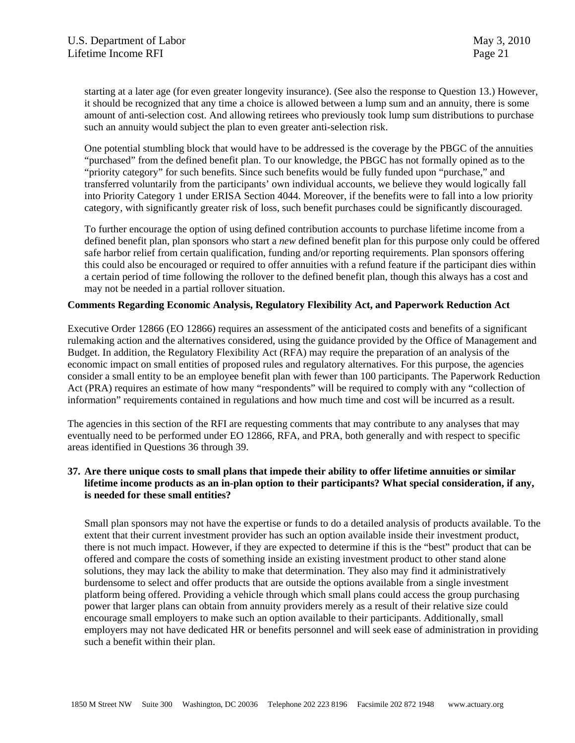starting at a later age (for even greater longevity insurance). (See also the response to Question 13.) However, it should be recognized that any time a choice is allowed between a lump sum and an annuity, there is some amount of anti-selection cost. And allowing retirees who previously took lump sum distributions to purchase such an annuity would subject the plan to even greater anti-selection risk.

One potential stumbling block that would have to be addressed is the coverage by the PBGC of the annuities "purchased" from the defined benefit plan. To our knowledge, the PBGC has not formally opined as to the "priority category" for such benefits. Since such benefits would be fully funded upon "purchase," and transferred voluntarily from the participants' own individual accounts, we believe they would logically fall into Priority Category 1 under ERISA Section 4044. Moreover, if the benefits were to fall into a low priority category, with significantly greater risk of loss, such benefit purchases could be significantly discouraged.

To further encourage the option of using defined contribution accounts to purchase lifetime income from a defined benefit plan, plan sponsors who start a *new* defined benefit plan for this purpose only could be offered safe harbor relief from certain qualification, funding and/or reporting requirements. Plan sponsors offering this could also be encouraged or required to offer annuities with a refund feature if the participant dies within a certain period of time following the rollover to the defined benefit plan, though this always has a cost and may not be needed in a partial rollover situation.

**Comments Regarding Economic Analysis, Regulatory Flexibility Act, and Paperwork Reduction Act**

Executive Order 12866 (EO 12866) requires an assessment of the anticipated costs and benefits of a significant rulemaking action and the alternatives considered, using the guidance provided by the Office of Management and Budget. In addition, the Regulatory Flexibility Act (RFA) may require the preparation of an analysis of the economic impact on small entities of proposed rules and regulatory alternatives. For this purpose, the agencies consider a small entity to be an employee benefit plan with fewer than 100 participants. The Paperwork Reduction Act (PRA) requires an estimate of how many "respondents" will be required to comply with any "collection of information" requirements contained in regulations and how much time and cost will be incurred as a result.

The agencies in this section of the RFI are requesting comments that may contribute to any analyses that may eventually need to be performed under EO 12866, RFA, and PRA, both generally and with respect to specific areas identified in Questions 36 through 39.

**37. Are there unique costs to small plans that impede their ability to offer lifetime annuities or similar lifetime income products as an in-plan option to their participants? What special consideration, if any, is needed for these small entities?**

Small plan sponsors may not have the expertise or funds to do a detailed analysis of products available. To the extent that their current investment provider has such an option available inside their investment product, there is not much impact. However, if they are expected to determine if this is the "best" product that can be offered and compare the costs of something inside an existing investment product to other stand alone solutions, they may lack the ability to make that determination. They also may find it administratively burdensome to select and offer products that are outside the options available from a single investment platform being offered. Providing a vehicle through which small plans could access the group purchasing power that larger plans can obtain from annuity providers merely as a result of their relative size could encourage small employers to make such an option available to their participants. Additionally, small employers may not have dedicated HR or benefits personnel and will seek ease of administration in providing such a benefit within their plan.